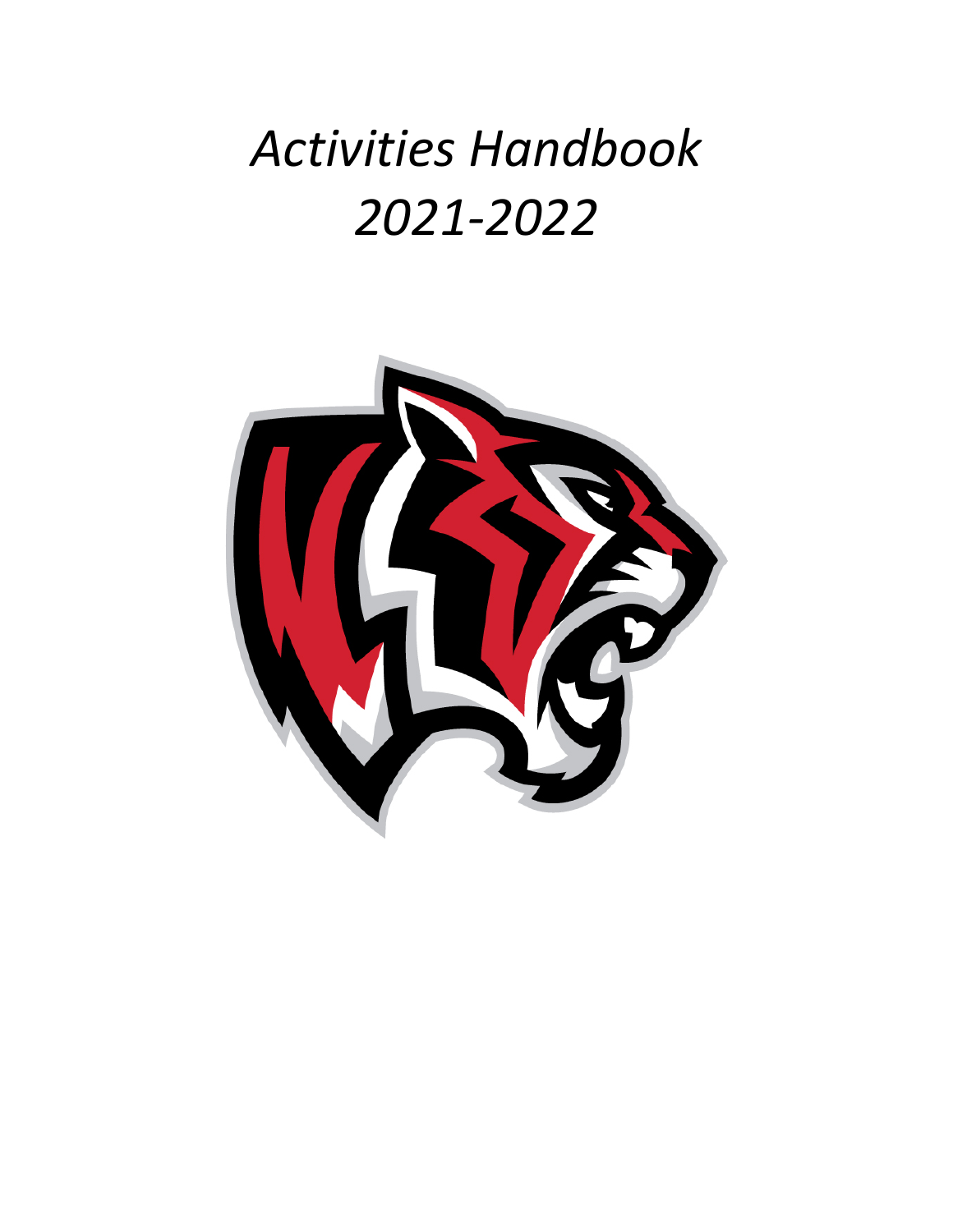# *Activities Handbook 2021-2022*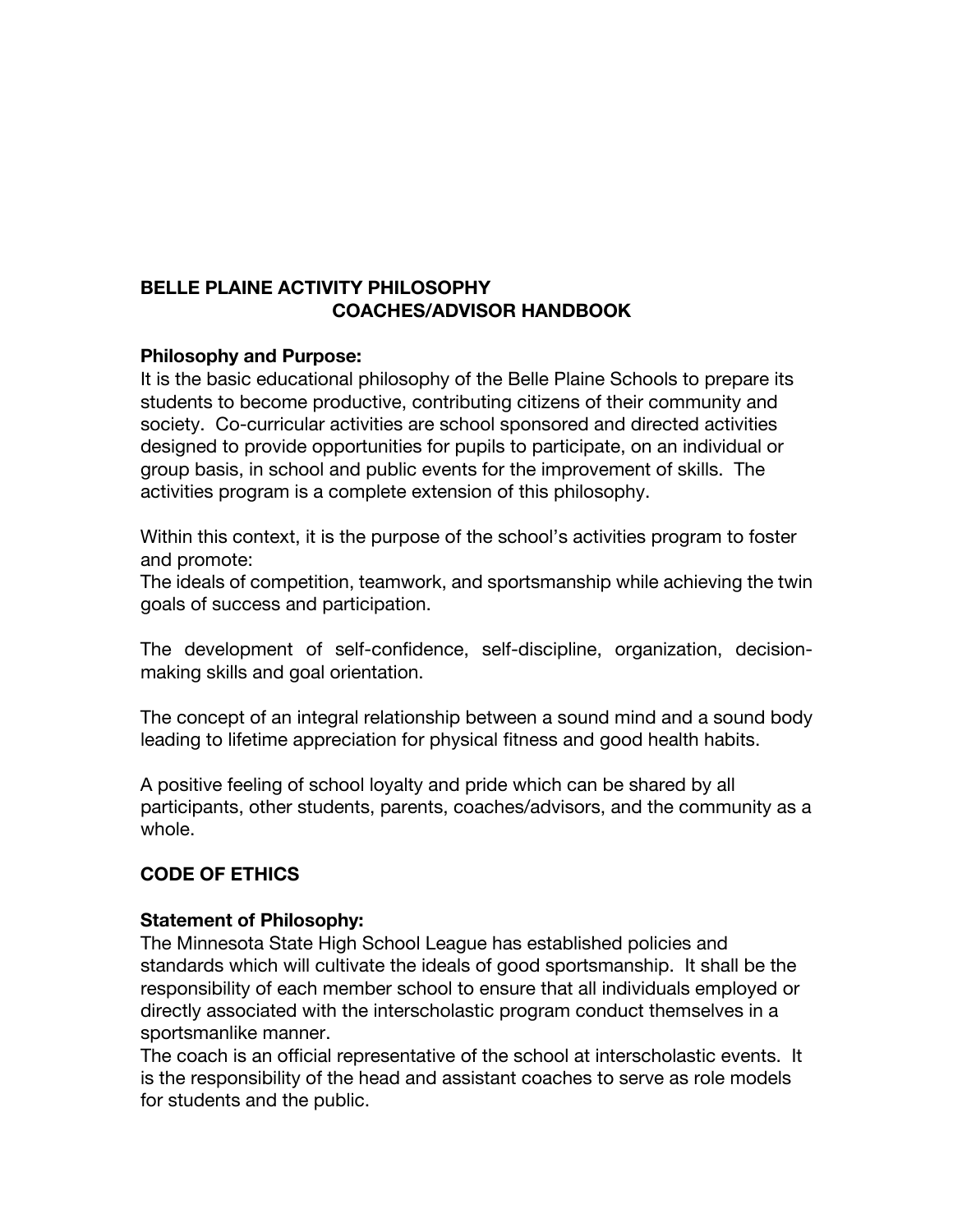# BELLE PLAINE ACTIVITY PHILOSOPHY
# COACHES/ADVISOR HANDBOOK

**Philosophy and Purpose:**
It is the basic educational philosophy of the Belle Plaine Schools to prepare its students to become productive, contributing citizens of their community and society. Co-curricular activities are school sponsored and directed activities designed to provide opportunities for pupils to participate, on an individual or group basis, in school and public events for the improvement of skills. The activities program is a complete extension of this philosophy.

Within this context, it is the purpose of the school's activities program to foster and promote:
The ideals of competition, teamwork, and sportsmanship while achieving the twin goals of success and participation.

The development of self-confidence, self-discipline, organization, decision-making skills and goal orientation.

The concept of an integral relationship between a sound mind and a sound body leading to lifetime appreciation for physical fitness and good health habits.

A positive feeling of school loyalty and pride which can be shared by all participants, other students, parents, coaches/advisors, and the community as a whole.

## CODE OF ETHICS

**Statement of Philosophy:**
The Minnesota State High School League has established policies and standards which will cultivate the ideals of good sportsmanship. It shall be the responsibility of each member school to ensure that all individuals employed or directly associated with the interscholastic program conduct themselves in a sportsmanlike manner.
The coach is an official representative of the school at interscholastic events. It is the responsibility of the head and assistant coaches to serve as role models for students and the public.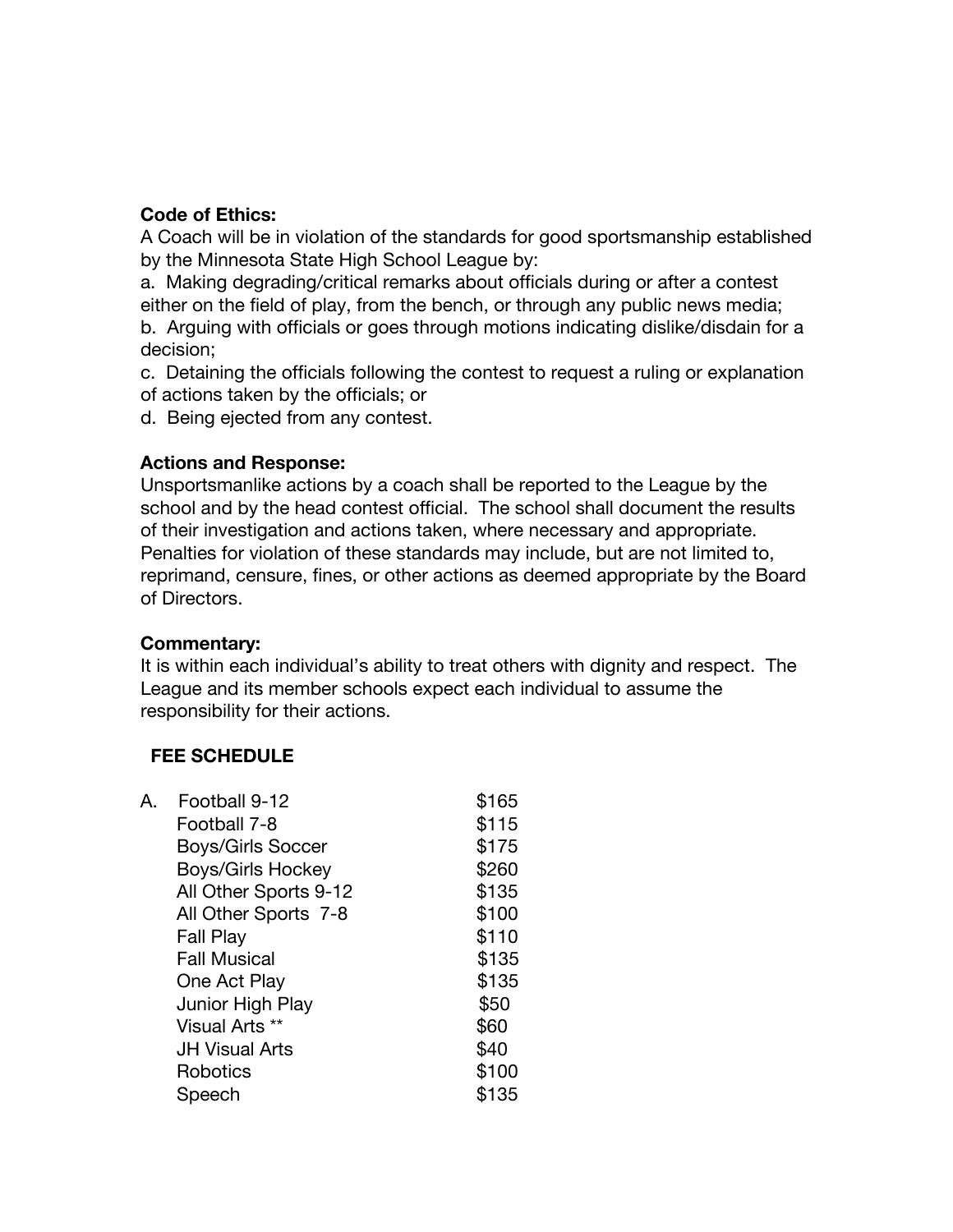**Code of Ethics:**

A Coach will be in violation of the standards for good sportsmanship established by the Minnesota State High School League by:

a. Making degrading/critical remarks about officials during or after a contest either on the field of play, from the bench, or through any public news media;

b. Arguing with officials or goes through motions indicating dislike/disdain for a decision;

c. Detaining the officials following the contest to request a ruling or explanation of actions taken by the officials; or

d. Being ejected from any contest.

**Actions and Response:**

Unsportsmanlike actions by a coach shall be reported to the League by the school and by the head contest official. The school shall document the results of their investigation and actions taken, where necessary and appropriate. Penalties for violation of these standards may include, but are not limited to, reprimand, censure, fines, or other actions as deemed appropriate by the Board of Directors.

**Commentary:**

It is within each individual's ability to treat others with dignity and respect. The League and its member schools expect each individual to assume the responsibility for their actions.

**FEE SCHEDULE**

| | | |
|---|---|---|
| A. | Football 9-12 | $165 |
| | Football 7-8 | $115 |
| | Boys/Girls Soccer | $175 |
| | Boys/Girls Hockey | $260 |
| | All Other Sports 9-12 | $135 |
| | All Other Sports 7-8 | $100 |
| | Fall Play | $110 |
| | Fall Musical | $135 |
| | One Act Play | $135 |
| | Junior High Play | $50 |
| | Visual Arts ** | $60 |
| | JH Visual Arts | $40 |
| | Robotics | $100 |
| | Speech | $135 |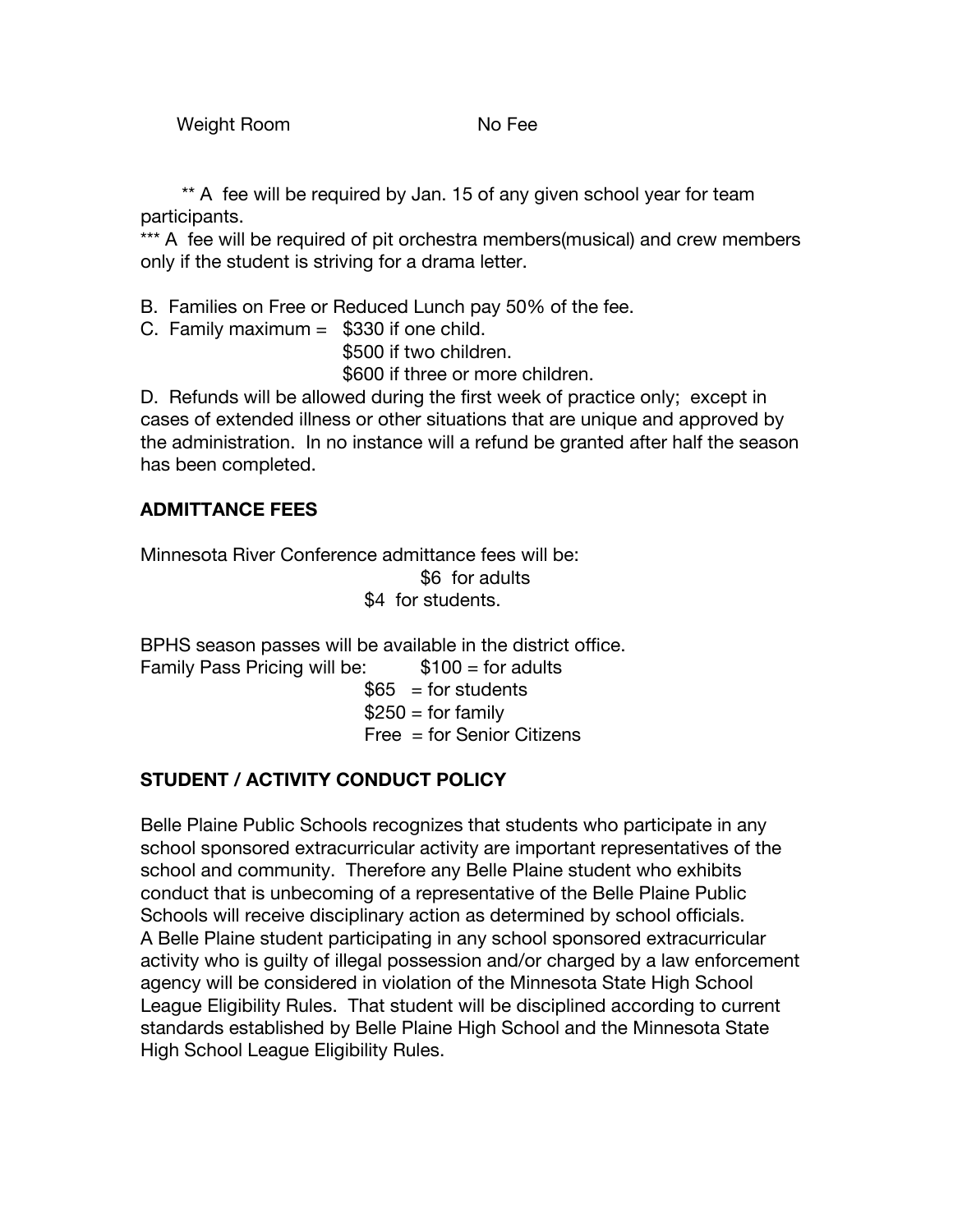| | |
|---|---|
| Weight Room | No Fee |

** A fee will be required by Jan. 15 of any given school year for team participants.
*** A fee will be required of pit orchestra members(musical) and crew members only if the student is striving for a drama letter.

B. Families on Free or Reduced Lunch pay 50% of the fee.

C. Family maximum = $330 if one child.
$500 if two children.
$600 if three or more children.

D. Refunds will be allowed during the first week of practice only; except in cases of extended illness or other situations that are unique and approved by the administration. In no instance will a refund be granted after half the season has been completed.

## ADMITTANCE FEES

Minnesota River Conference admittance fees will be:
$6 for adults
$4 for students.

BPHS season passes will be available in the district office.

Family Pass Pricing will be:
$100 = for adults
$65 = for students
$250 = for family
Free = for Senior Citizens

## STUDENT / ACTIVITY CONDUCT POLICY

Belle Plaine Public Schools recognizes that students who participate in any school sponsored extracurricular activity are important representatives of the school and community. Therefore any Belle Plaine student who exhibits conduct that is unbecoming of a representative of the Belle Plaine Public Schools will receive disciplinary action as determined by school officials. A Belle Plaine student participating in any school sponsored extracurricular activity who is guilty of illegal possession and/or charged by a law enforcement agency will be considered in violation of the Minnesota State High School League Eligibility Rules. That student will be disciplined according to current standards established by Belle Plaine High School and the Minnesota State High School League Eligibility Rules.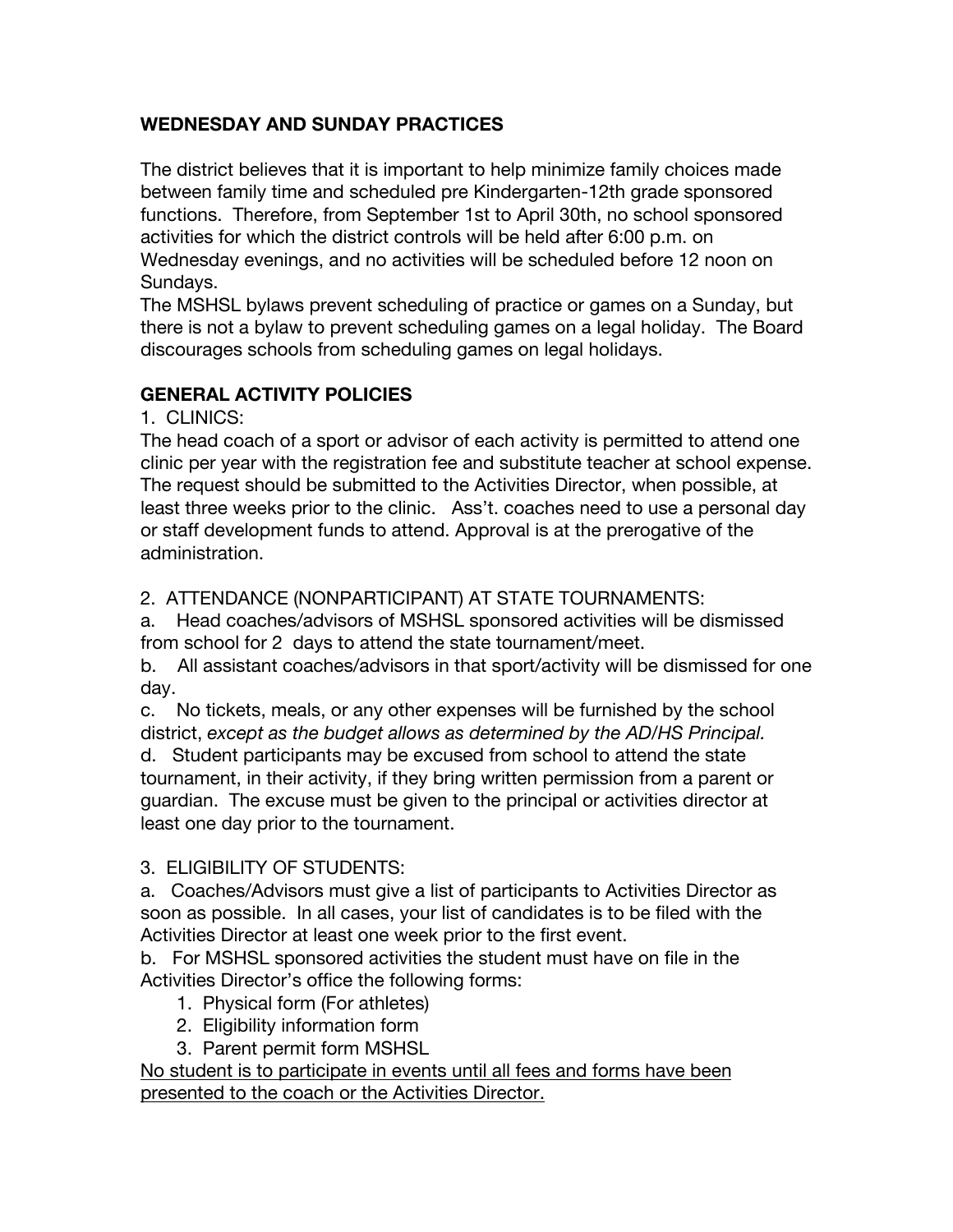## WEDNESDAY AND SUNDAY PRACTICES

The district believes that it is important to help minimize family choices made between family time and scheduled pre Kindergarten-12th grade sponsored functions. Therefore, from September 1st to April 30th, no school sponsored activities for which the district controls will be held after 6:00 p.m. on Wednesday evenings, and no activities will be scheduled before 12 noon on Sundays.

The MSHSL bylaws prevent scheduling of practice or games on a Sunday, but there is not a bylaw to prevent scheduling games on a legal holiday. The Board discourages schools from scheduling games on legal holidays.

## GENERAL ACTIVITY POLICIES

1. CLINICS:

The head coach of a sport or advisor of each activity is permitted to attend one clinic per year with the registration fee and substitute teacher at school expense. The request should be submitted to the Activities Director, when possible, at least three weeks prior to the clinic. Ass't. coaches need to use a personal day or staff development funds to attend. Approval is at the prerogative of the administration.

2. ATTENDANCE (NONPARTICIPANT) AT STATE TOURNAMENTS:

a. Head coaches/advisors of MSHSL sponsored activities will be dismissed from school for 2 days to attend the state tournament/meet.

b. All assistant coaches/advisors in that sport/activity will be dismissed for one day.

c. No tickets, meals, or any other expenses will be furnished by the school district, *except as the budget allows as determined by the AD/HS Principal.*

d. Student participants may be excused from school to attend the state tournament, in their activity, if they bring written permission from a parent or guardian. The excuse must be given to the principal or activities director at least one day prior to the tournament.

3. ELIGIBILITY OF STUDENTS:

a. Coaches/Advisors must give a list of participants to Activities Director as soon as possible. In all cases, your list of candidates is to be filed with the Activities Director at least one week prior to the first event.

b. For MSHSL sponsored activities the student must have on file in the Activities Director's office the following forms:

1. Physical form (For athletes)
2. Eligibility information form
3. Parent permit form MSHSL

<u>No student is to participate in events until all fees and forms have been presented to the coach or the Activities Director.</u>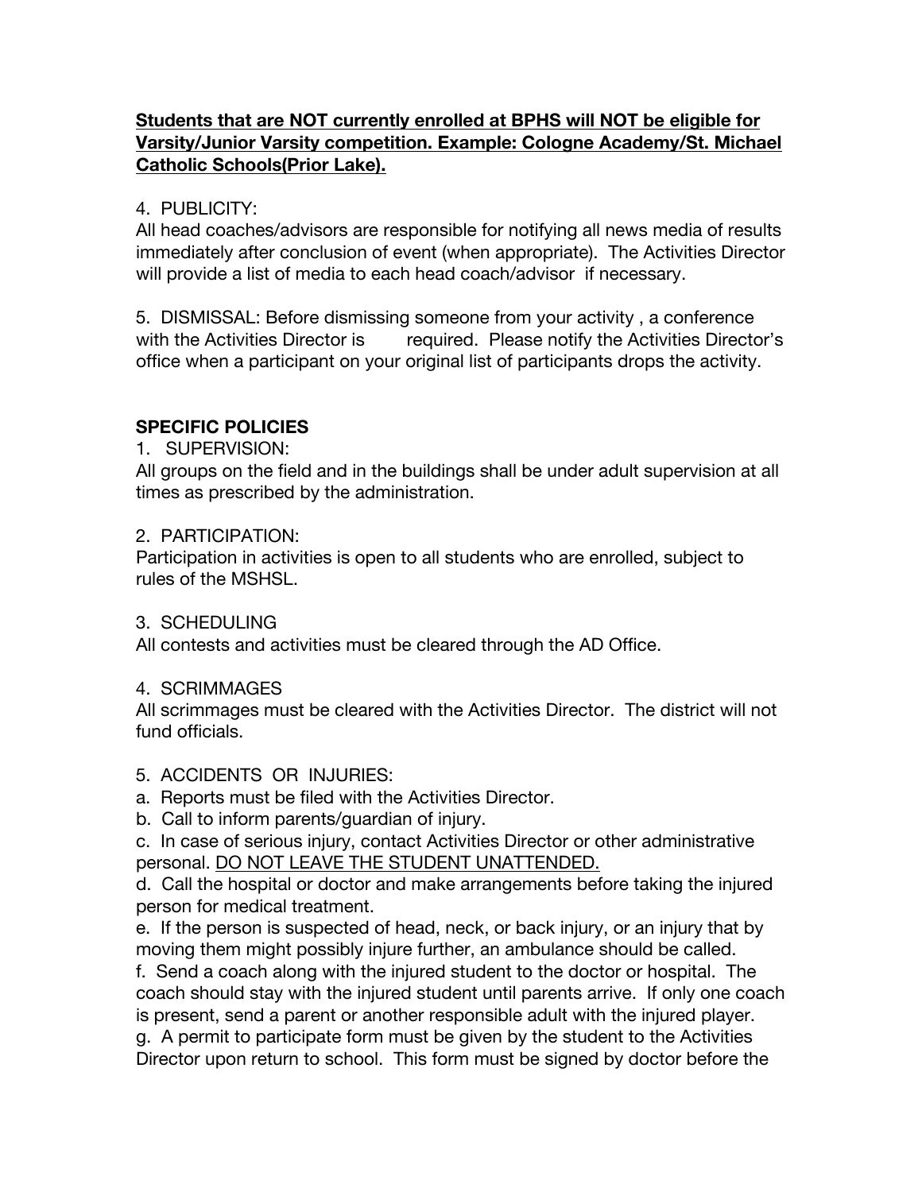**<u>Students that are NOT currently enrolled at BPHS will NOT be eligible for Varsity/Junior Varsity competition. Example: Cologne Academy/St. Michael Catholic Schools(Prior Lake).</u>**

4. PUBLICITY:
All head coaches/advisors are responsible for notifying all news media of results immediately after conclusion of event (when appropriate). The Activities Director will provide a list of media to each head coach/advisor if necessary.

5. DISMISSAL: Before dismissing someone from your activity , a conference with the Activities Director is required. Please notify the Activities Director's office when a participant on your original list of participants drops the activity.

**SPECIFIC POLICIES**

1. SUPERVISION:
All groups on the field and in the buildings shall be under adult supervision at all times as prescribed by the administration.

2. PARTICIPATION:
Participation in activities is open to all students who are enrolled, subject to rules of the MSHSL.

3. SCHEDULING
All contests and activities must be cleared through the AD Office.

4. SCRIMMAGES
All scrimmages must be cleared with the Activities Director. The district will not fund officials.

5. ACCIDENTS OR INJURIES:
a. Reports must be filed with the Activities Director.
b. Call to inform parents/guardian of injury.
c. In case of serious injury, contact Activities Director or other administrative personal. <u>DO NOT LEAVE THE STUDENT UNATTENDED.</u>
d. Call the hospital or doctor and make arrangements before taking the injured person for medical treatment.
e. If the person is suspected of head, neck, or back injury, or an injury that by moving them might possibly injure further, an ambulance should be called.
f. Send a coach along with the injured student to the doctor or hospital. The coach should stay with the injured student until parents arrive. If only one coach is present, send a parent or another responsible adult with the injured player.
g. A permit to participate form must be given by the student to the Activities Director upon return to school. This form must be signed by doctor before the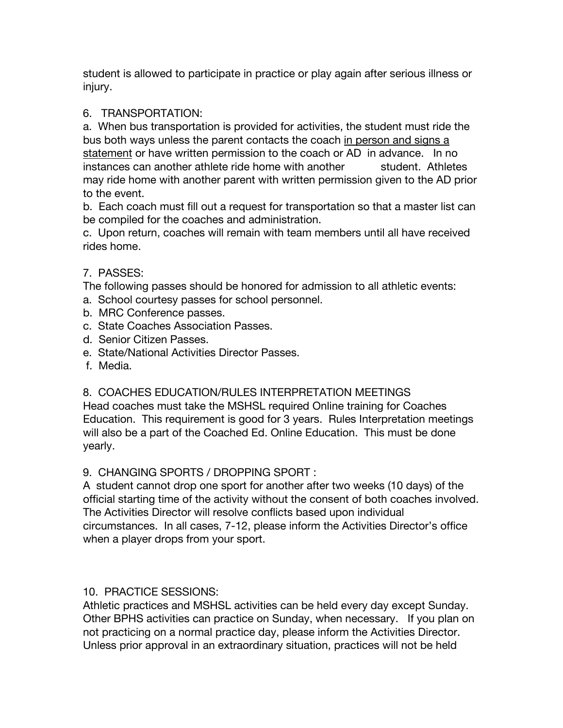student is allowed to participate in practice or play again after serious illness or injury.

6. TRANSPORTATION:

a. When bus transportation is provided for activities, the student must ride the bus both ways unless the parent contacts the coach <u>in person and signs a statement</u> or have written permission to the coach or AD in advance. In no instances can another athlete ride home with another student. Athletes may ride home with another parent with written permission given to the AD prior to the event.

b. Each coach must fill out a request for transportation so that a master list can be compiled for the coaches and administration.

c. Upon return, coaches will remain with team members until all have received rides home.

7. PASSES:

The following passes should be honored for admission to all athletic events:

a. School courtesy passes for school personnel.
b. MRC Conference passes.
c. State Coaches Association Passes.
d. Senior Citizen Passes.
e. State/National Activities Director Passes.
f. Media.

8. COACHES EDUCATION/RULES INTERPRETATION MEETINGS

Head coaches must take the MSHSL required Online training for Coaches Education. This requirement is good for 3 years. Rules Interpretation meetings will also be a part of the Coached Ed. Online Education. This must be done yearly.

9. CHANGING SPORTS / DROPPING SPORT :

A student cannot drop one sport for another after two weeks (10 days) of the official starting time of the activity without the consent of both coaches involved. The Activities Director will resolve conflicts based upon individual circumstances. In all cases, 7-12, please inform the Activities Director's office when a player drops from your sport.

10. PRACTICE SESSIONS:

Athletic practices and MSHSL activities can be held every day except Sunday. Other BPHS activities can practice on Sunday, when necessary. If you plan on not practicing on a normal practice day, please inform the Activities Director. Unless prior approval in an extraordinary situation, practices will not be held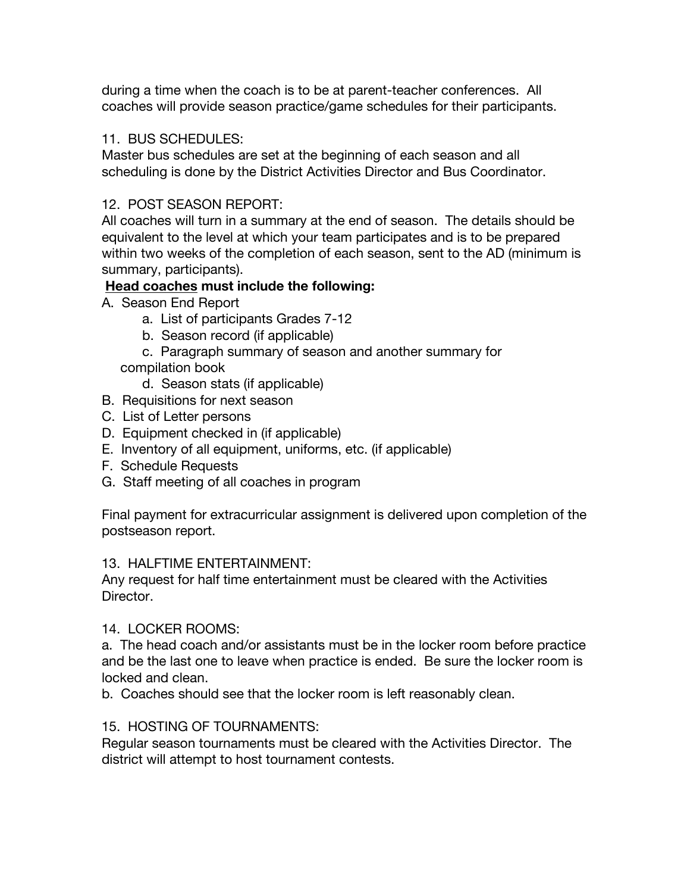during a time when the coach is to be at parent-teacher conferences. All coaches will provide season practice/game schedules for their participants.

11. BUS SCHEDULES:
Master bus schedules are set at the beginning of each season and all scheduling is done by the District Activities Director and Bus Coordinator.

12. POST SEASON REPORT:
All coaches will turn in a summary at the end of season. The details should be equivalent to the level at which your team participates and is to be prepared within two weeks of the completion of each season, sent to the AD (minimum is summary, participants).

**<u>Head coaches</u> must include the following:**

A. Season End Report
   - a. List of participants Grades 7-12
   - b. Season record (if applicable)
   - c. Paragraph summary of season and another summary for compilation book
   - d. Season stats (if applicable)

B. Requisitions for next season

C. List of Letter persons

D. Equipment checked in (if applicable)

E. Inventory of all equipment, uniforms, etc. (if applicable)

F. Schedule Requests

G. Staff meeting of all coaches in program

Final payment for extracurricular assignment is delivered upon completion of the postseason report.

13. HALFTIME ENTERTAINMENT:
Any request for half time entertainment must be cleared with the Activities Director.

14. LOCKER ROOMS:
a. The head coach and/or assistants must be in the locker room before practice and be the last one to leave when practice is ended. Be sure the locker room is locked and clean.
b. Coaches should see that the locker room is left reasonably clean.

15. HOSTING OF TOURNAMENTS:
Regular season tournaments must be cleared with the Activities Director. The district will attempt to host tournament contests.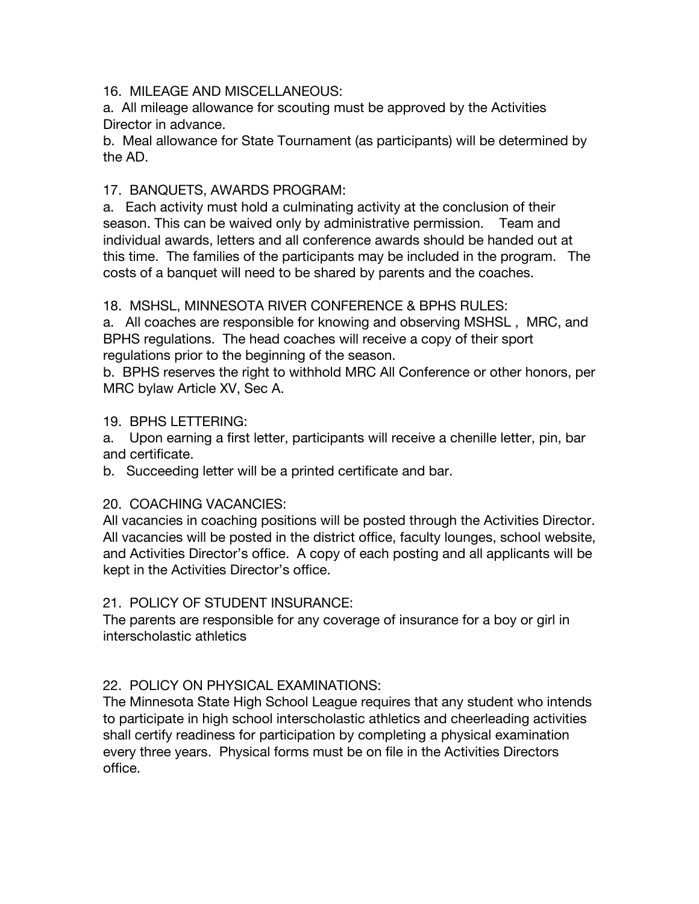16. MILEAGE AND MISCELLANEOUS:

a. All mileage allowance for scouting must be approved by the Activities Director in advance.

b. Meal allowance for State Tournament (as participants) will be determined by the AD.

17. BANQUETS, AWARDS PROGRAM:

a. Each activity must hold a culminating activity at the conclusion of their season. This can be waived only by administrative permission. Team and individual awards, letters and all conference awards should be handed out at this time. The families of the participants may be included in the program. The costs of a banquet will need to be shared by parents and the coaches.

18. MSHSL, MINNESOTA RIVER CONFERENCE & BPHS RULES:

a. All coaches are responsible for knowing and observing MSHSL , MRC, and BPHS regulations. The head coaches will receive a copy of their sport regulations prior to the beginning of the season.

b. BPHS reserves the right to withhold MRC All Conference or other honors, per MRC bylaw Article XV, Sec A.

19. BPHS LETTERING:

a. Upon earning a first letter, participants will receive a chenille letter, pin, bar and certificate.

b. Succeeding letter will be a printed certificate and bar.

20. COACHING VACANCIES:

All vacancies in coaching positions will be posted through the Activities Director. All vacancies will be posted in the district office, faculty lounges, school website, and Activities Director's office. A copy of each posting and all applicants will be kept in the Activities Director's office.

21. POLICY OF STUDENT INSURANCE:

The parents are responsible for any coverage of insurance for a boy or girl in interscholastic athletics

22. POLICY ON PHYSICAL EXAMINATIONS:

The Minnesota State High School League requires that any student who intends to participate in high school interscholastic athletics and cheerleading activities shall certify readiness for participation by completing a physical examination every three years. Physical forms must be on file in the Activities Directors office.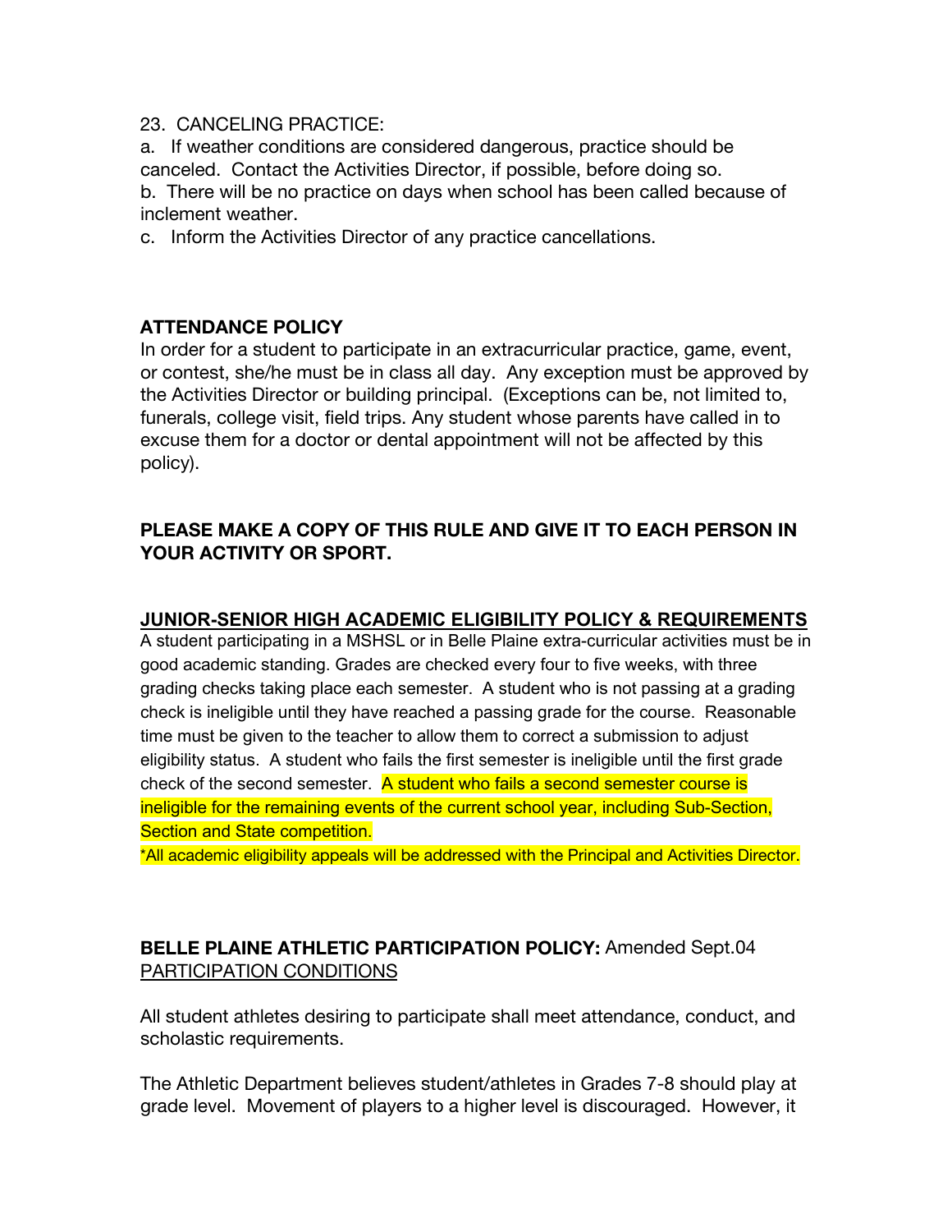23. CANCELING PRACTICE:

a. If weather conditions are considered dangerous, practice should be canceled. Contact the Activities Director, if possible, before doing so.

b. There will be no practice on days when school has been called because of inclement weather.

c. Inform the Activities Director of any practice cancellations.

## ATTENDANCE POLICY

In order for a student to participate in an extracurricular practice, game, event, or contest, she/he must be in class all day. Any exception must be approved by the Activities Director or building principal. (Exceptions can be, not limited to, funerals, college visit, field trips. Any student whose parents have called in to excuse them for a doctor or dental appointment will not be affected by this policy).

**PLEASE MAKE A COPY OF THIS RULE AND GIVE IT TO EACH PERSON IN YOUR ACTIVITY OR SPORT.**

## JUNIOR-SENIOR HIGH ACADEMIC ELIGIBILITY POLICY & REQUIREMENTS

A student participating in a MSHSL or in Belle Plaine extra-curricular activities must be in good academic standing. Grades are checked every four to five weeks, with three grading checks taking place each semester. A student who is not passing at a grading check is ineligible until they have reached a passing grade for the course. Reasonable time must be given to the teacher to allow them to correct a submission to adjust eligibility status. A student who fails the first semester is ineligible until the first grade check of the second semester. A student who fails a second semester course is ineligible for the remaining events of the current school year, including Sub-Section, Section and State competition.

*All academic eligibility appeals will be addressed with the Principal and Activities Director.

**BELLE PLAINE ATHLETIC PARTICIPATION POLICY:** Amended Sept.04

PARTICIPATION CONDITIONS

All student athletes desiring to participate shall meet attendance, conduct, and scholastic requirements.

The Athletic Department believes student/athletes in Grades 7-8 should play at grade level. Movement of players to a higher level is discouraged. However, it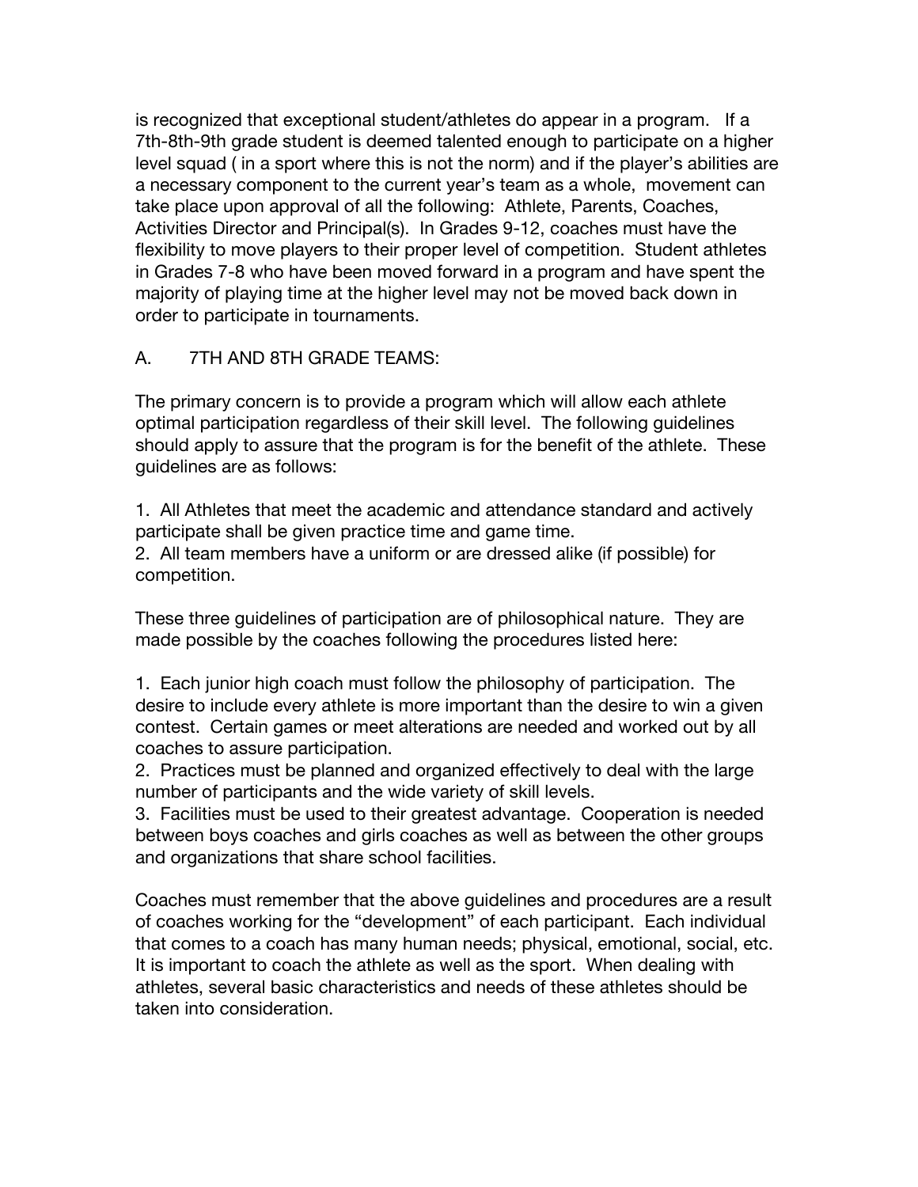is recognized that exceptional student/athletes do appear in a program. If a 7th-8th-9th grade student is deemed talented enough to participate on a higher level squad ( in a sport where this is not the norm) and if the player's abilities are a necessary component to the current year's team as a whole, movement can take place upon approval of all the following: Athlete, Parents, Coaches, Activities Director and Principal(s). In Grades 9-12, coaches must have the flexibility to move players to their proper level of competition. Student athletes in Grades 7-8 who have been moved forward in a program and have spent the majority of playing time at the higher level may not be moved back down in order to participate in tournaments.

A. 7TH AND 8TH GRADE TEAMS:

The primary concern is to provide a program which will allow each athlete optimal participation regardless of their skill level. The following guidelines should apply to assure that the program is for the benefit of the athlete. These guidelines are as follows:

1. All Athletes that meet the academic and attendance standard and actively participate shall be given practice time and game time.
2. All team members have a uniform or are dressed alike (if possible) for competition.

These three guidelines of participation are of philosophical nature. They are made possible by the coaches following the procedures listed here:

1. Each junior high coach must follow the philosophy of participation. The desire to include every athlete is more important than the desire to win a given contest. Certain games or meet alterations are needed and worked out by all coaches to assure participation.
2. Practices must be planned and organized effectively to deal with the large number of participants and the wide variety of skill levels.
3. Facilities must be used to their greatest advantage. Cooperation is needed between boys coaches and girls coaches as well as between the other groups and organizations that share school facilities.

Coaches must remember that the above guidelines and procedures are a result of coaches working for the "development" of each participant. Each individual that comes to a coach has many human needs; physical, emotional, social, etc. It is important to coach the athlete as well as the sport. When dealing with athletes, several basic characteristics and needs of these athletes should be taken into consideration.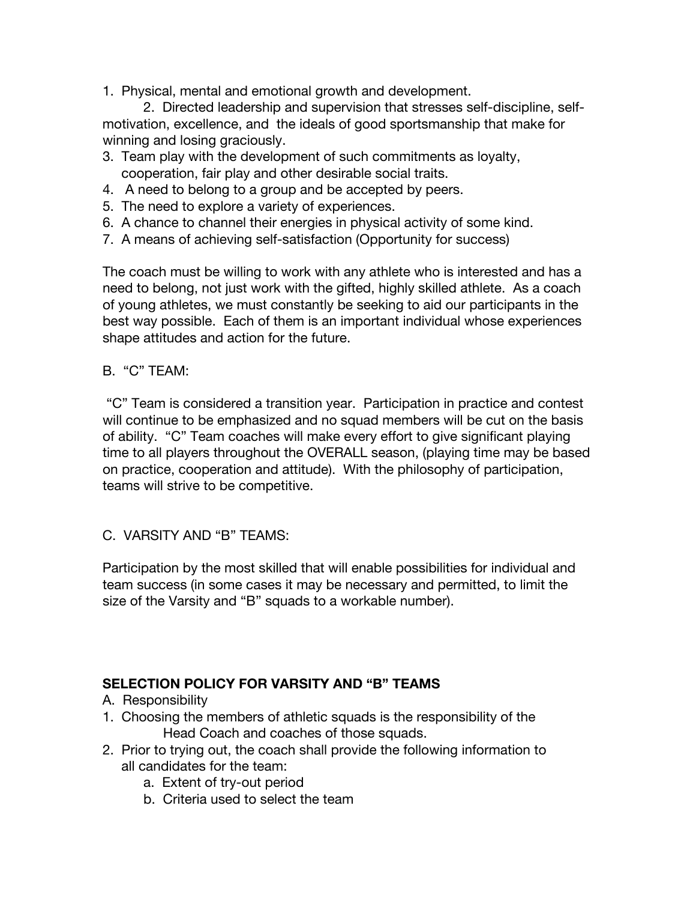1. Physical, mental and emotional growth and development.
2. Directed leadership and supervision that stresses self-discipline, self-motivation, excellence, and the ideals of good sportsmanship that make for winning and losing graciously.
3. Team play with the development of such commitments as loyalty, cooperation, fair play and other desirable social traits.
4. A need to belong to a group and be accepted by peers.
5. The need to explore a variety of experiences.
6. A chance to channel their energies in physical activity of some kind.
7. A means of achieving self-satisfaction (Opportunity for success)

The coach must be willing to work with any athlete who is interested and has a need to belong, not just work with the gifted, highly skilled athlete. As a coach of young athletes, we must constantly be seeking to aid our participants in the best way possible. Each of them is an important individual whose experiences shape attitudes and action for the future.

B. "C" TEAM:

"C" Team is considered a transition year. Participation in practice and contest will continue to be emphasized and no squad members will be cut on the basis of ability. "C" Team coaches will make every effort to give significant playing time to all players throughout the OVERALL season, (playing time may be based on practice, cooperation and attitude). With the philosophy of participation, teams will strive to be competitive.

C. VARSITY AND "B" TEAMS:

Participation by the most skilled that will enable possibilities for individual and team success (in some cases it may be necessary and permitted, to limit the size of the Varsity and "B" squads to a workable number).

**SELECTION POLICY FOR VARSITY AND "B" TEAMS**

A. Responsibility

1. Choosing the members of athletic squads is the responsibility of the Head Coach and coaches of those squads.
2. Prior to trying out, the coach shall provide the following information to all candidates for the team:
   a. Extent of try-out period
   b. Criteria used to select the team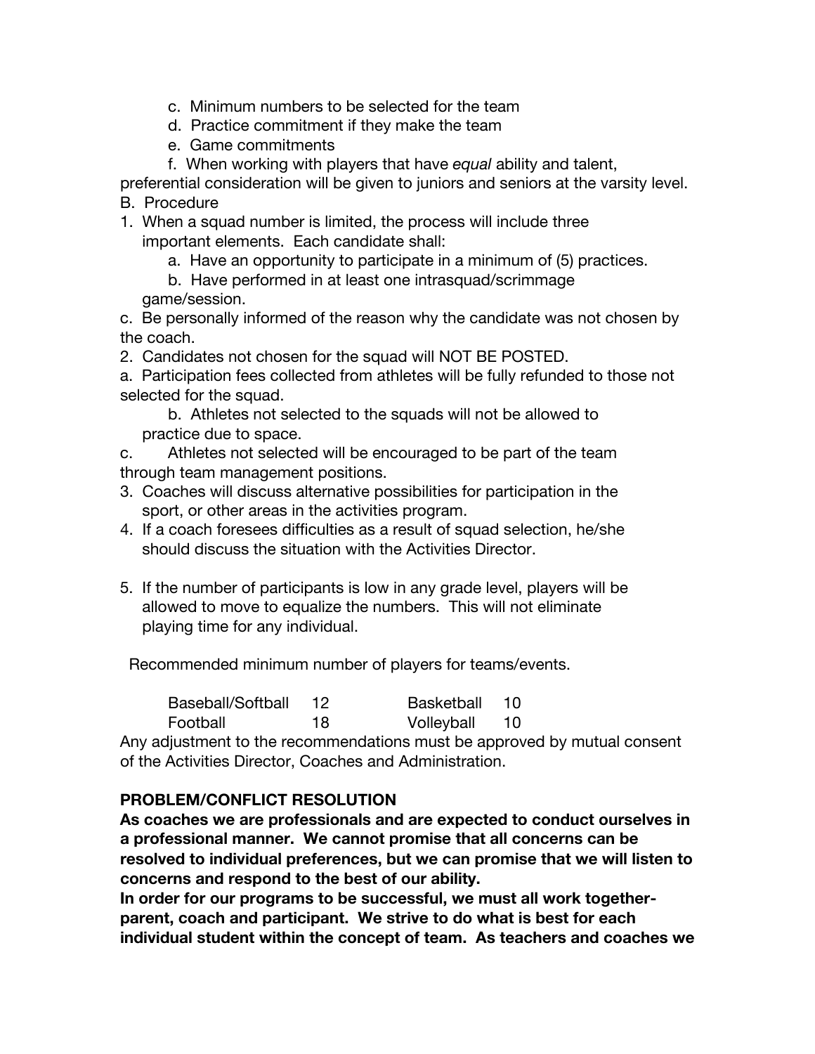c. Minimum numbers to be selected for the team
d. Practice commitment if they make the team
e. Game commitments
f. When working with players that have *equal* ability and talent, preferential consideration will be given to juniors and seniors at the varsity level.

B. Procedure

1. When a squad number is limited, the process will include three important elements. Each candidate shall:
   a. Have an opportunity to participate in a minimum of (5) practices.
   b. Have performed in at least one intrasquad/scrimmage game/session.
   c. Be personally informed of the reason why the candidate was not chosen by the coach.
2. Candidates not chosen for the squad will NOT BE POSTED.
   a. Participation fees collected from athletes will be fully refunded to those not selected for the squad.
   b. Athletes not selected to the squads will not be allowed to practice due to space.
   c. Athletes not selected will be encouraged to be part of the team through team management positions.
3. Coaches will discuss alternative possibilities for participation in the sport, or other areas in the activities program.
4. If a coach foresees difficulties as a result of squad selection, he/she should discuss the situation with the Activities Director.
5. If the number of participants is low in any grade level, players will be allowed to move to equalize the numbers. This will not eliminate playing time for any individual.

Recommended minimum number of players for teams/events.

| | | | |
|---|---|---|---|
| Baseball/Softball | 12 | Basketball | 10 |
| Football | 18 | Volleyball | 10 |

Any adjustment to the recommendations must be approved by mutual consent of the Activities Director, Coaches and Administration.

**PROBLEM/CONFLICT RESOLUTION**

**As coaches we are professionals and are expected to conduct ourselves in a professional manner. We cannot promise that all concerns can be resolved to individual preferences, but we can promise that we will listen to concerns and respond to the best of our ability.**

**In order for our programs to be successful, we must all work together-parent, coach and participant. We strive to do what is best for each individual student within the concept of team. As teachers and coaches we**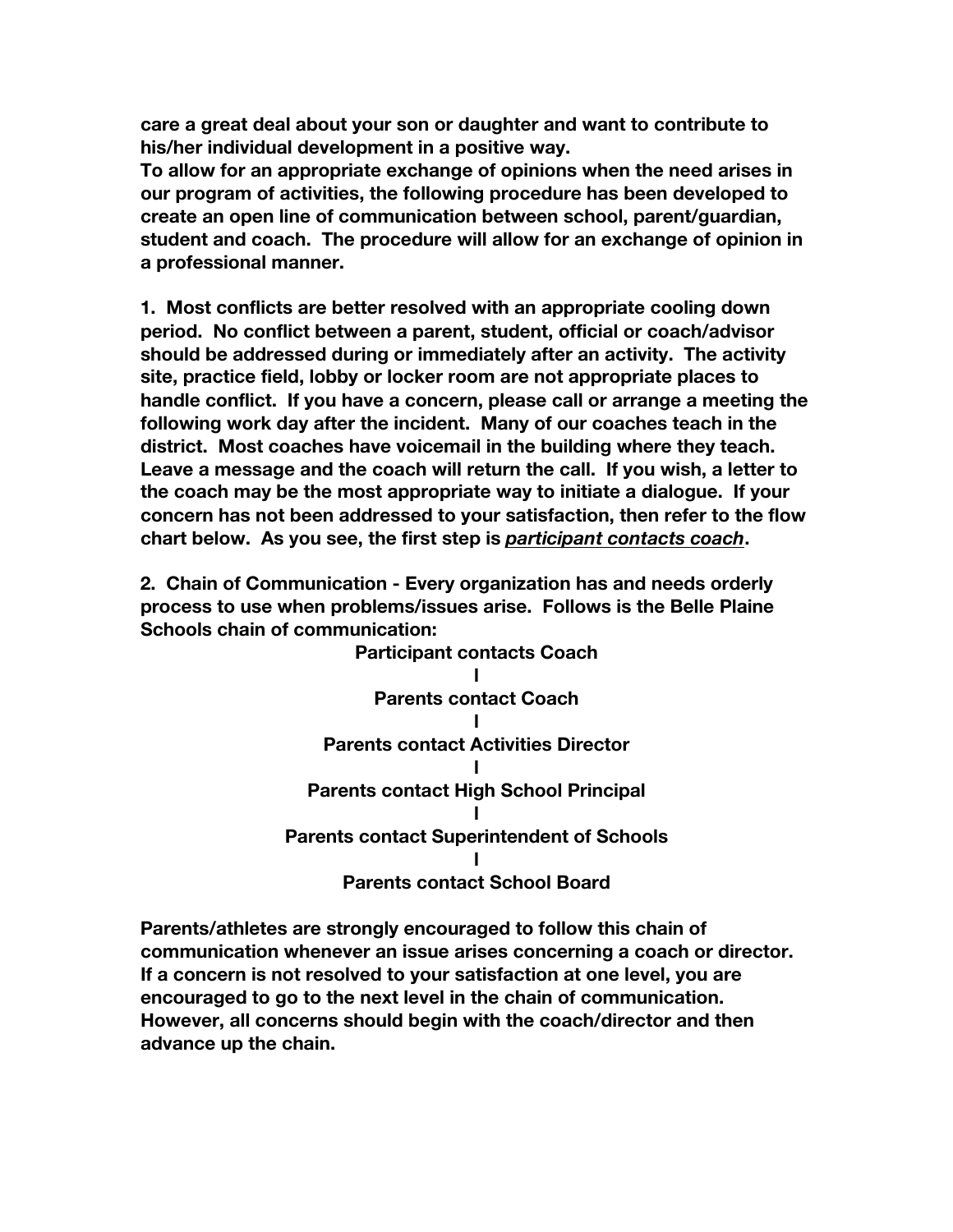**care a great deal about your son or daughter and want to contribute to his/her individual development in a positive way.**

**To allow for an appropriate exchange of opinions when the need arises in our program of activities, the following procedure has been developed to create an open line of communication between school, parent/guardian, student and coach. The procedure will allow for an exchange of opinion in a professional manner.**

**1. Most conflicts are better resolved with an appropriate cooling down period. No conflict between a parent, student, official or coach/advisor should be addressed during or immediately after an activity. The activity site, practice field, lobby or locker room are not appropriate places to handle conflict. If you have a concern, please call or arrange a meeting the following work day after the incident. Many of our coaches teach in the district. Most coaches have voicemail in the building where they teach. Leave a message and the coach will return the call. If you wish, a letter to the coach may be the most appropriate way to initiate a dialogue. If your concern has not been addressed to your satisfaction, then refer to the flow chart below. As you see, the first step is *participant contacts coach*.**

**2. Chain of Communication - Every organization has and needs orderly process to use when problems/issues arise. Follows is the Belle Plaine Schools chain of communication:**

**Participant contacts Coach**
**I**
**Parents contact Coach**
**I**
**Parents contact Activities Director**
**I**
**Parents contact High School Principal**
**I**
**Parents contact Superintendent of Schools**
**I**
**Parents contact School Board**

**Parents/athletes are strongly encouraged to follow this chain of communication whenever an issue arises concerning a coach or director. If a concern is not resolved to your satisfaction at one level, you are encouraged to go to the next level in the chain of communication. However, all concerns should begin with the coach/director and then advance up the chain.**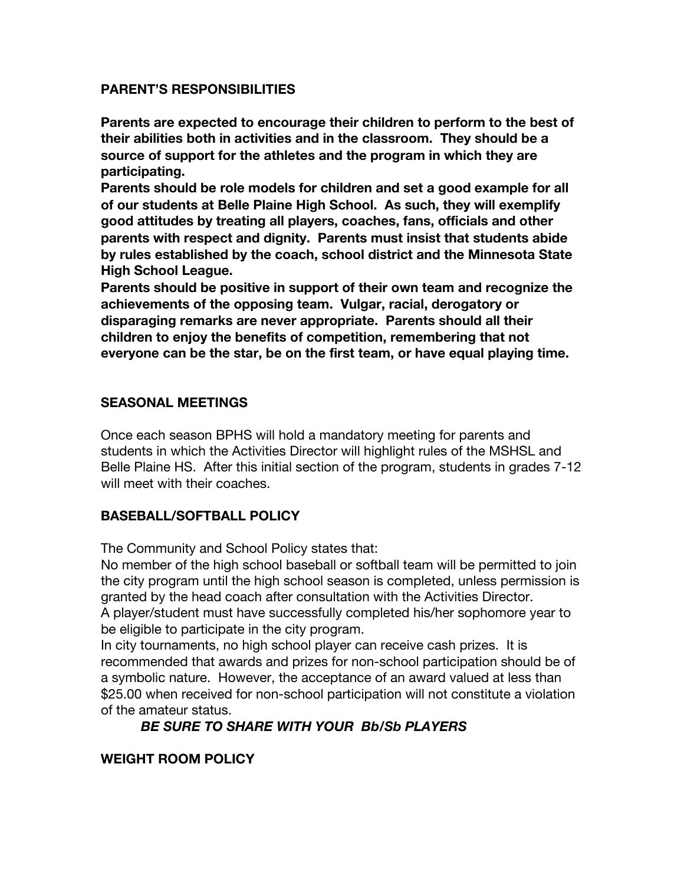## PARENT'S RESPONSIBILITIES

**Parents are expected to encourage their children to perform to the best of their abilities both in activities and in the classroom. They should be a source of support for the athletes and the program in which they are participating.**

**Parents should be role models for children and set a good example for all of our students at Belle Plaine High School. As such, they will exemplify good attitudes by treating all players, coaches, fans, officials and other parents with respect and dignity. Parents must insist that students abide by rules established by the coach, school district and the Minnesota State High School League.**

**Parents should be positive in support of their own team and recognize the achievements of the opposing team. Vulgar, racial, derogatory or disparaging remarks are never appropriate. Parents should all their children to enjoy the benefits of competition, remembering that not everyone can be the star, be on the first team, or have equal playing time.**

## SEASONAL MEETINGS

Once each season BPHS will hold a mandatory meeting for parents and students in which the Activities Director will highlight rules of the MSHSL and Belle Plaine HS. After this initial section of the program, students in grades 7-12 will meet with their coaches.

## BASEBALL/SOFTBALL POLICY

The Community and School Policy states that:

No member of the high school baseball or softball team will be permitted to join the city program until the high school season is completed, unless permission is granted by the head coach after consultation with the Activities Director.

A player/student must have successfully completed his/her sophomore year to be eligible to participate in the city program.

In city tournaments, no high school player can receive cash prizes. It is recommended that awards and prizes for non-school participation should be of a symbolic nature. However, the acceptance of an award valued at less than $25.00 when received for non-school participation will not constitute a violation of the amateur status.

***BE SURE TO SHARE WITH YOUR Bb/Sb PLAYERS***

## WEIGHT ROOM POLICY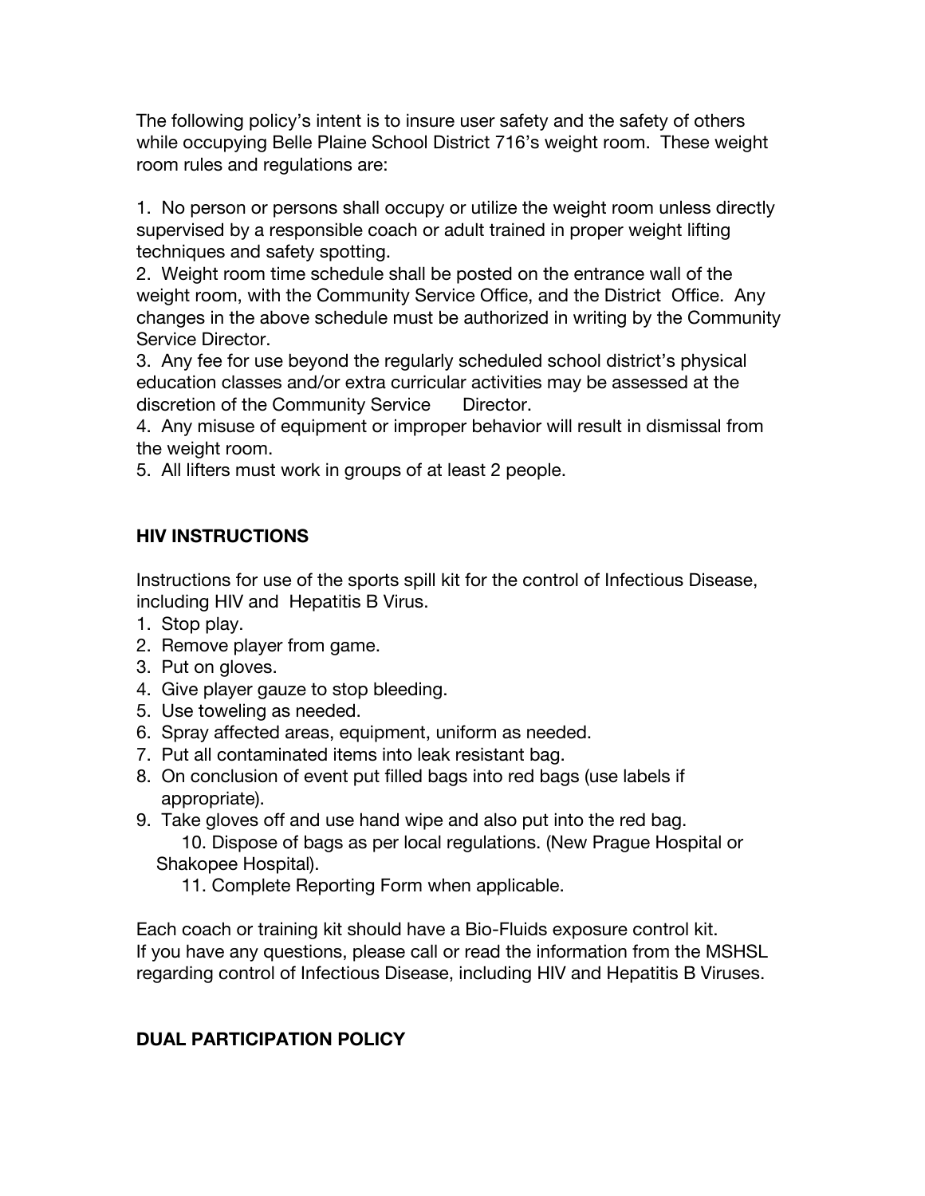The following policy's intent is to insure user safety and the safety of others while occupying Belle Plaine School District 716's weight room. These weight room rules and regulations are:

1. No person or persons shall occupy or utilize the weight room unless directly supervised by a responsible coach or adult trained in proper weight lifting techniques and safety spotting.
2. Weight room time schedule shall be posted on the entrance wall of the weight room, with the Community Service Office, and the District Office. Any changes in the above schedule must be authorized in writing by the Community Service Director.
3. Any fee for use beyond the regularly scheduled school district's physical education classes and/or extra curricular activities may be assessed at the discretion of the Community Service Director.
4. Any misuse of equipment or improper behavior will result in dismissal from the weight room.
5. All lifters must work in groups of at least 2 people.

### HIV INSTRUCTIONS

Instructions for use of the sports spill kit for the control of Infectious Disease, including HIV and Hepatitis B Virus.

1. Stop play.
2. Remove player from game.
3. Put on gloves.
4. Give player gauze to stop bleeding.
5. Use toweling as needed.
6. Spray affected areas, equipment, uniform as needed.
7. Put all contaminated items into leak resistant bag.
8. On conclusion of event put filled bags into red bags (use labels if appropriate).
9. Take gloves off and use hand wipe and also put into the red bag.
10. Dispose of bags as per local regulations. (New Prague Hospital or Shakopee Hospital).
11. Complete Reporting Form when applicable.

Each coach or training kit should have a Bio-Fluids exposure control kit.
If you have any questions, please call or read the information from the MSHSL regarding control of Infectious Disease, including HIV and Hepatitis B Viruses.

### DUAL PARTICIPATION POLICY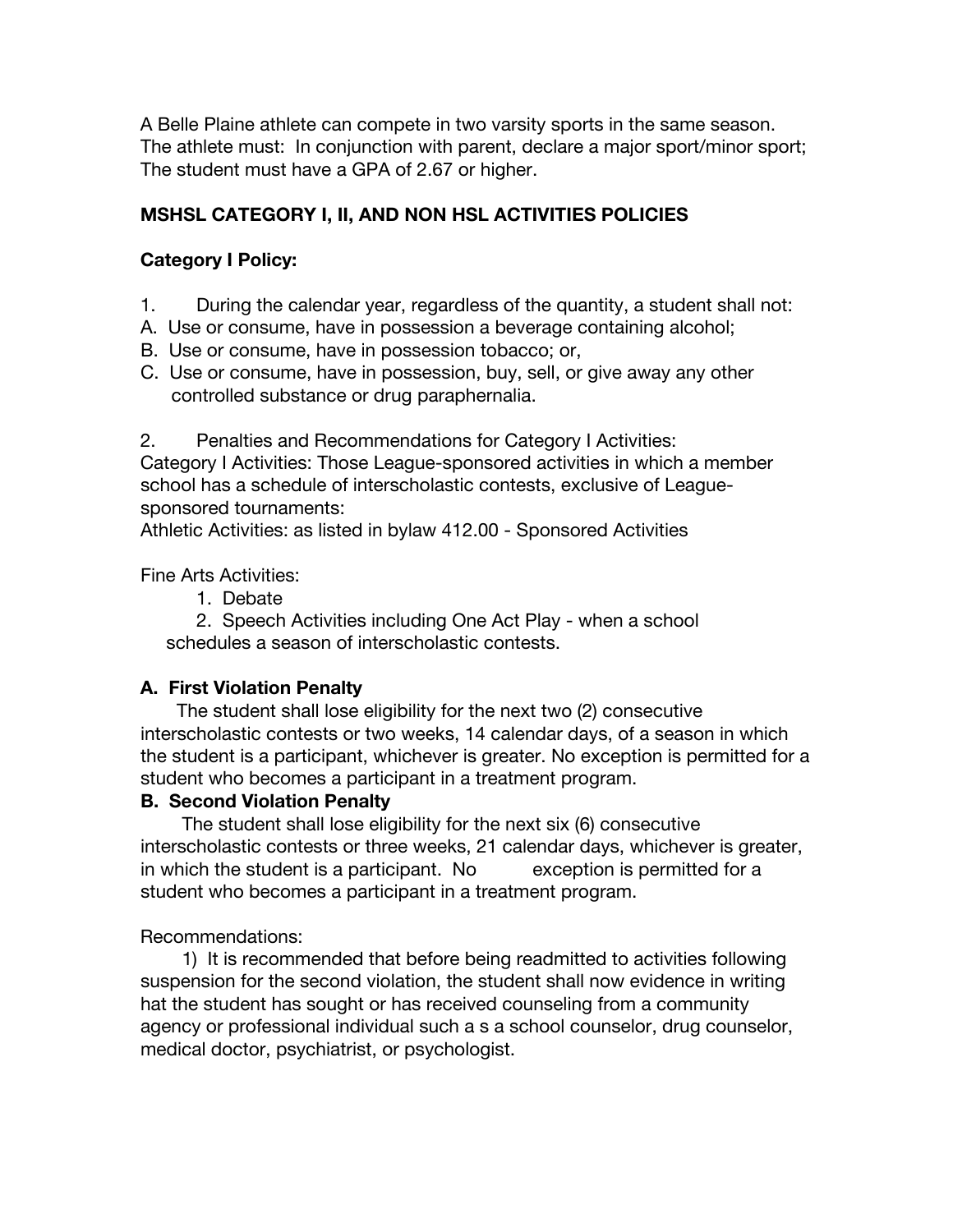A Belle Plaine athlete can compete in two varsity sports in the same season. The athlete must: In conjunction with parent, declare a major sport/minor sport; The student must have a GPA of 2.67 or higher.

## MSHSL CATEGORY I, II, AND NON HSL ACTIVITIES POLICIES

### Category I Policy:

1. During the calendar year, regardless of the quantity, a student shall not:

A. Use or consume, have in possession a beverage containing alcohol;
B. Use or consume, have in possession tobacco; or,
C. Use or consume, have in possession, buy, sell, or give away any other controlled substance or drug paraphernalia.

2. Penalties and Recommendations for Category I Activities:

Category I Activities: Those League-sponsored activities in which a member school has a schedule of interscholastic contests, exclusive of League-sponsored tournaments:

Athletic Activities: as listed in bylaw 412.00 - Sponsored Activities

Fine Arts Activities:

1. Debate
2. Speech Activities including One Act Play - when a school schedules a season of interscholastic contests.

**A. First Violation Penalty**

The student shall lose eligibility for the next two (2) consecutive interscholastic contests or two weeks, 14 calendar days, of a season in which the student is a participant, whichever is greater. No exception is permitted for a student who becomes a participant in a treatment program.

**B. Second Violation Penalty**

The student shall lose eligibility for the next six (6) consecutive interscholastic contests or three weeks, 21 calendar days, whichever is greater, in which the student is a participant. No exception is permitted for a student who becomes a participant in a treatment program.

Recommendations:

1) It is recommended that before being readmitted to activities following suspension for the second violation, the student shall now evidence in writing hat the student has sought or has received counseling from a community agency or professional individual such a s a school counselor, drug counselor, medical doctor, psychiatrist, or psychologist.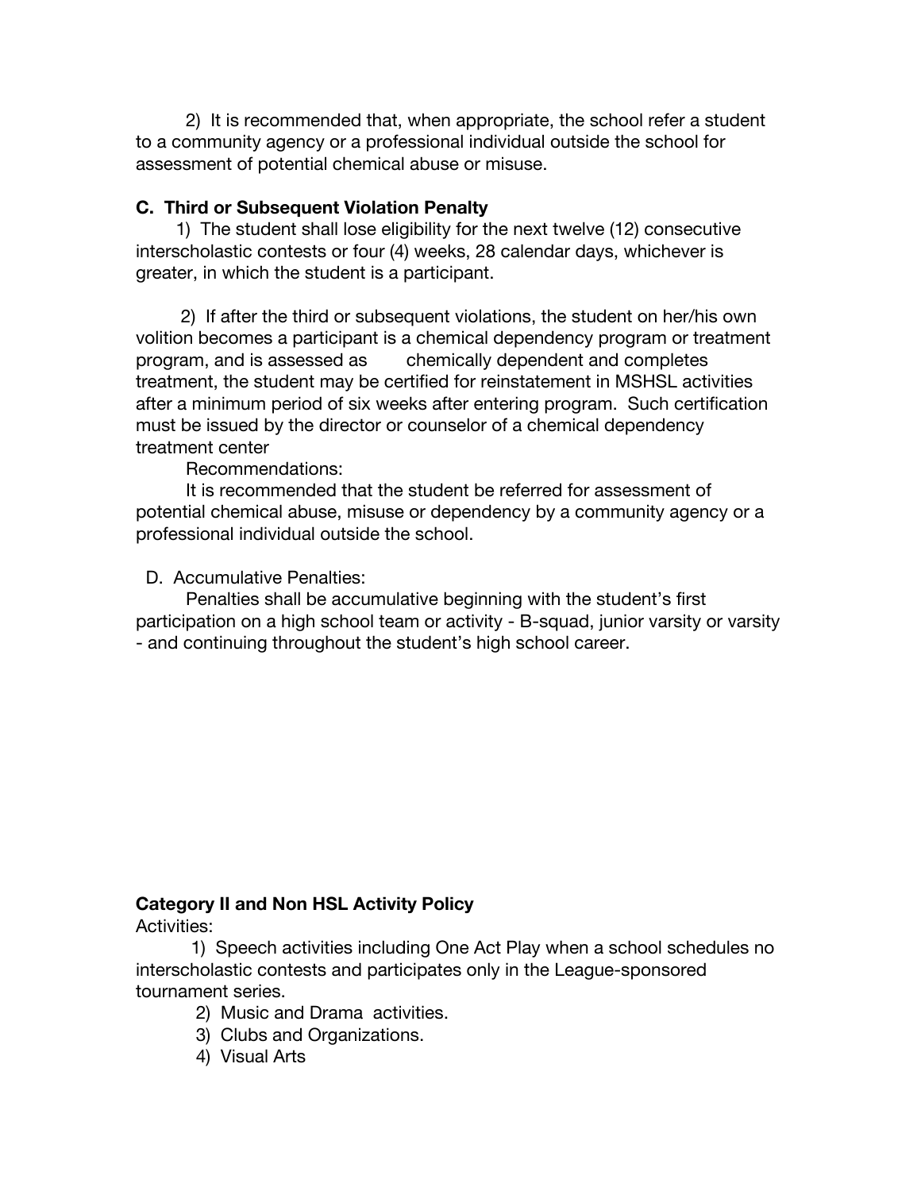2) It is recommended that, when appropriate, the school refer a student to a community agency or a professional individual outside the school for assessment of potential chemical abuse or misuse.

**C. Third or Subsequent Violation Penalty**

1) The student shall lose eligibility for the next twelve (12) consecutive interscholastic contests or four (4) weeks, 28 calendar days, whichever is greater, in which the student is a participant.

2) If after the third or subsequent violations, the student on her/his own volition becomes a participant is a chemical dependency program or treatment program, and is assessed as chemically dependent and completes treatment, the student may be certified for reinstatement in MSHSL activities after a minimum period of six weeks after entering program. Such certification must be issued by the director or counselor of a chemical dependency treatment center

Recommendations:

It is recommended that the student be referred for assessment of potential chemical abuse, misuse or dependency by a community agency or a professional individual outside the school.

D. Accumulative Penalties:

Penalties shall be accumulative beginning with the student's first participation on a high school team or activity - B-squad, junior varsity or varsity - and continuing throughout the student's high school career.

**Category II and Non HSL Activity Policy**

Activities:

1) Speech activities including One Act Play when a school schedules no interscholastic contests and participates only in the League-sponsored tournament series.

2) Music and Drama activities.

3) Clubs and Organizations.

4) Visual Arts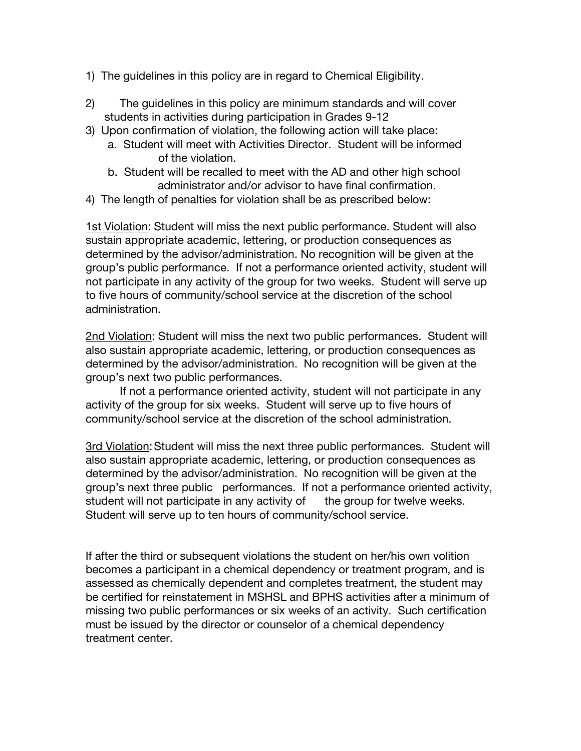1) The guidelines in this policy are in regard to Chemical Eligibility.

2) The guidelines in this policy are minimum standards and will cover students in activities during participation in Grades 9-12

3) Upon confirmation of violation, the following action will take place:
   a. Student will meet with Activities Director. Student will be informed of the violation.
   b. Student will be recalled to meet with the AD and other high school administrator and/or advisor to have final confirmation.

4) The length of penalties for violation shall be as prescribed below:

<u>1st Violation</u>: Student will miss the next public performance. Student will also sustain appropriate academic, lettering, or production consequences as determined by the advisor/administration. No recognition will be given at the group's public performance. If not a performance oriented activity, student will not participate in any activity of the group for two weeks. Student will serve up to five hours of community/school service at the discretion of the school administration.

<u>2nd Violation</u>: Student will miss the next two public performances. Student will also sustain appropriate academic, lettering, or production consequences as determined by the advisor/administration. No recognition will be given at the group's next two public performances.

If not a performance oriented activity, student will not participate in any activity of the group for six weeks. Student will serve up to five hours of community/school service at the discretion of the school administration.

<u>3rd Violation</u>: Student will miss the next three public performances. Student will also sustain appropriate academic, lettering, or production consequences as determined by the advisor/administration. No recognition will be given at the group's next three public performances. If not a performance oriented activity, student will not participate in any activity of the group for twelve weeks. Student will serve up to ten hours of community/school service.

If after the third or subsequent violations the student on her/his own volition becomes a participant in a chemical dependency or treatment program, and is assessed as chemically dependent and completes treatment, the student may be certified for reinstatement in MSHSL and BPHS activities after a minimum of missing two public performances or six weeks of an activity. Such certification must be issued by the director or counselor of a chemical dependency treatment center.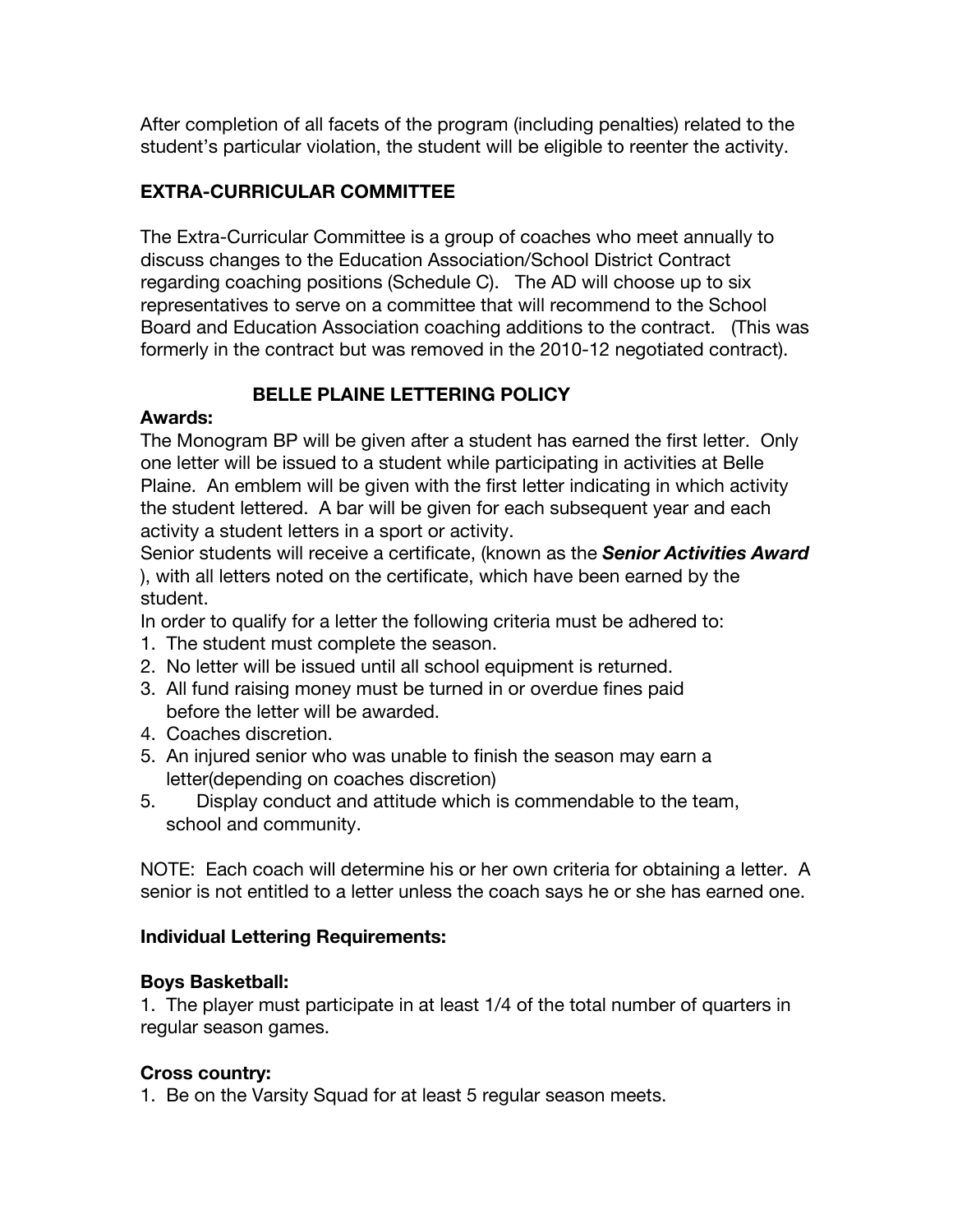After completion of all facets of the program (including penalties) related to the student's particular violation, the student will be eligible to reenter the activity.

## EXTRA-CURRICULAR COMMITTEE

The Extra-Curricular Committee is a group of coaches who meet annually to discuss changes to the Education Association/School District Contract regarding coaching positions (Schedule C). The AD will choose up to six representatives to serve on a committee that will recommend to the School Board and Education Association coaching additions to the contract. (This was formerly in the contract but was removed in the 2010-12 negotiated contract).

## BELLE PLAINE LETTERING POLICY

**Awards:**

The Monogram BP will be given after a student has earned the first letter. Only one letter will be issued to a student while participating in activities at Belle Plaine. An emblem will be given with the first letter indicating in which activity the student lettered. A bar will be given for each subsequent year and each activity a student letters in a sport or activity.

Senior students will receive a certificate, (known as the ***Senior Activities Award*** ), with all letters noted on the certificate, which have been earned by the student.

In order to qualify for a letter the following criteria must be adhered to:

1. The student must complete the season.
2. No letter will be issued until all school equipment is returned.
3. All fund raising money must be turned in or overdue fines paid before the letter will be awarded.
4. Coaches discretion.
5. An injured senior who was unable to finish the season may earn a letter(depending on coaches discretion)
5. Display conduct and attitude which is commendable to the team, school and community.

NOTE: Each coach will determine his or her own criteria for obtaining a letter. A senior is not entitled to a letter unless the coach says he or she has earned one.

**Individual Lettering Requirements:**

**Boys Basketball:**

1. The player must participate in at least 1/4 of the total number of quarters in regular season games.

**Cross country:**

1. Be on the Varsity Squad for at least 5 regular season meets.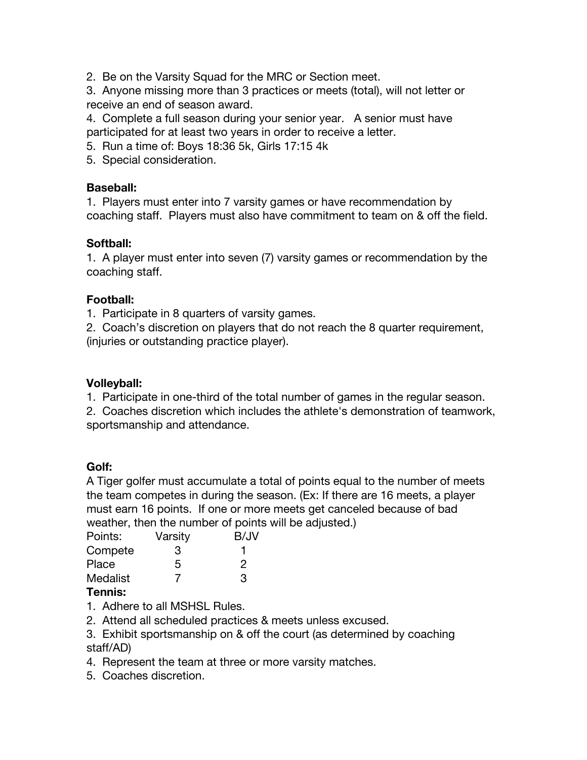2. Be on the Varsity Squad for the MRC or Section meet.
3. Anyone missing more than 3 practices or meets (total), will not letter or receive an end of season award.
4. Complete a full season during your senior year. A senior must have participated for at least two years in order to receive a letter.
5. Run a time of: Boys 18:36 5k, Girls 17:15 4k
5. Special consideration.

**Baseball:**

1. Players must enter into 7 varsity games or have recommendation by coaching staff. Players must also have commitment to team on & off the field.

**Softball:**

1. A player must enter into seven (7) varsity games or recommendation by the coaching staff.

**Football:**

1. Participate in 8 quarters of varsity games.
2. Coach's discretion on players that do not reach the 8 quarter requirement, (injuries or outstanding practice player).

**Volleyball:**

1. Participate in one-third of the total number of games in the regular season.
2. Coaches discretion which includes the athlete's demonstration of teamwork, sportsmanship and attendance.

**Golf:**

A Tiger golfer must accumulate a total of points equal to the number of meets the team competes in during the season. (Ex: If there are 16 meets, a player must earn 16 points. If one or more meets get canceled because of bad weather, then the number of points will be adjusted.)

| Points: | Varsity | B/JV |
|---|---|---|
| Compete | 3 | 1 |
| Place | 5 | 2 |
| Medalist | 7 | 3 |

**Tennis:**

1. Adhere to all MSHSL Rules.
2. Attend all scheduled practices & meets unless excused.
3. Exhibit sportsmanship on & off the court (as determined by coaching staff/AD)
4. Represent the team at three or more varsity matches.
5. Coaches discretion.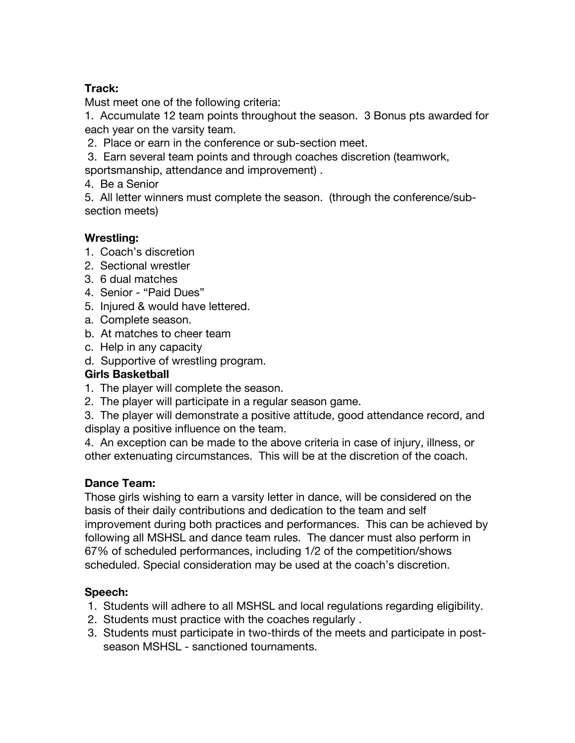**Track:**
Must meet one of the following criteria:

1. Accumulate 12 team points throughout the season. 3 Bonus pts awarded for each year on the varsity team.
2. Place or earn in the conference or sub-section meet.
3. Earn several team points and through coaches discretion (teamwork, sportsmanship, attendance and improvement) .
4. Be a Senior
5. All letter winners must complete the season. (through the conference/sub-section meets)

**Wrestling:**

1. Coach's discretion
2. Sectional wrestler
3. 6 dual matches
4. Senior - "Paid Dues"
5. Injured & would have lettered.

a. Complete season.
b. At matches to cheer team
c. Help in any capacity
d. Supportive of wrestling program.

**Girls Basketball**

1. The player will complete the season.
2. The player will participate in a regular season game.
3. The player will demonstrate a positive attitude, good attendance record, and display a positive influence on the team.
4. An exception can be made to the above criteria in case of injury, illness, or other extenuating circumstances. This will be at the discretion of the coach.

**Dance Team:**
Those girls wishing to earn a varsity letter in dance, will be considered on the basis of their daily contributions and dedication to the team and self improvement during both practices and performances. This can be achieved by following all MSHSL and dance team rules. The dancer must also perform in 67% of scheduled performances, including 1/2 of the competition/shows scheduled. Special consideration may be used at the coach's discretion.

**Speech:**

1. Students will adhere to all MSHSL and local regulations regarding eligibility.
2. Students must practice with the coaches regularly .
3. Students must participate in two-thirds of the meets and participate in post-season MSHSL - sanctioned tournaments.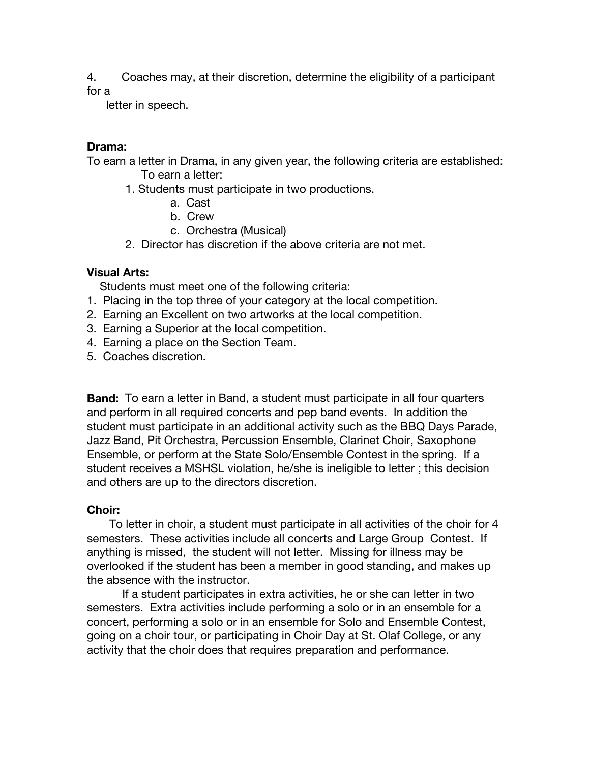4. Coaches may, at their discretion, determine the eligibility of a participant for a letter in speech.

**Drama:**

To earn a letter in Drama, in any given year, the following criteria are established:

To earn a letter:

1. Students must participate in two productions.
   a. Cast
   b. Crew
   c. Orchestra (Musical)
2. Director has discretion if the above criteria are not met.

**Visual Arts:**

Students must meet one of the following criteria:

1. Placing in the top three of your category at the local competition.
2. Earning an Excellent on two artworks at the local competition.
3. Earning a Superior at the local competition.
4. Earning a place on the Section Team.
5. Coaches discretion.

**Band:** To earn a letter in Band, a student must participate in all four quarters and perform in all required concerts and pep band events. In addition the student must participate in an additional activity such as the BBQ Days Parade, Jazz Band, Pit Orchestra, Percussion Ensemble, Clarinet Choir, Saxophone Ensemble, or perform at the State Solo/Ensemble Contest in the spring. If a student receives a MSHSL violation, he/she is ineligible to letter ; this decision and others are up to the directors discretion.

**Choir:**

To letter in choir, a student must participate in all activities of the choir for 4 semesters. These activities include all concerts and Large Group Contest. If anything is missed, the student will not letter. Missing for illness may be overlooked if the student has been a member in good standing, and makes up the absence with the instructor.

If a student participates in extra activities, he or she can letter in two semesters. Extra activities include performing a solo or in an ensemble for a concert, performing a solo or in an ensemble for Solo and Ensemble Contest, going on a choir tour, or participating in Choir Day at St. Olaf College, or any activity that the choir does that requires preparation and performance.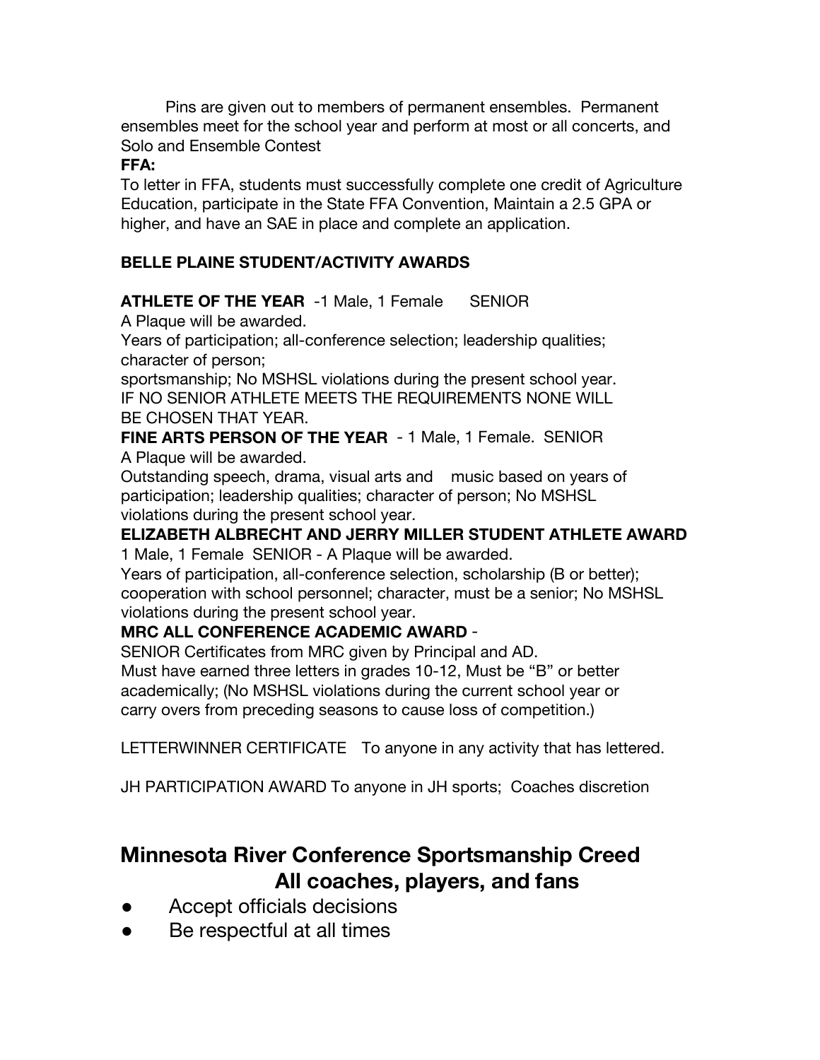Pins are given out to members of permanent ensembles. Permanent ensembles meet for the school year and perform at most or all concerts, and Solo and Ensemble Contest

**FFA:**

To letter in FFA, students must successfully complete one credit of Agriculture Education, participate in the State FFA Convention, Maintain a 2.5 GPA or higher, and have an SAE in place and complete an application.

**BELLE PLAINE STUDENT/ACTIVITY AWARDS**

**ATHLETE OF THE YEAR** -1 Male, 1 Female SENIOR
A Plaque will be awarded.
Years of participation; all-conference selection; leadership qualities; character of person;
sportsmanship; No MSHSL violations during the present school year.
IF NO SENIOR ATHLETE MEETS THE REQUIREMENTS NONE WILL BE CHOSEN THAT YEAR.

**FINE ARTS PERSON OF THE YEAR** - 1 Male, 1 Female. SENIOR
A Plaque will be awarded.
Outstanding speech, drama, visual arts and music based on years of participation; leadership qualities; character of person; No MSHSL violations during the present school year.

**ELIZABETH ALBRECHT AND JERRY MILLER STUDENT ATHLETE AWARD**
1 Male, 1 Female SENIOR - A Plaque will be awarded.
Years of participation, all-conference selection, scholarship (B or better); cooperation with school personnel; character, must be a senior; No MSHSL violations during the present school year.

**MRC ALL CONFERENCE ACADEMIC AWARD** -
SENIOR Certificates from MRC given by Principal and AD.
Must have earned three letters in grades 10-12, Must be "B" or better academically; (No MSHSL violations during the current school year or carry overs from preceding seasons to cause loss of competition.)

LETTERWINNER CERTIFICATE To anyone in any activity that has lettered.

JH PARTICIPATION AWARD To anyone in JH sports; Coaches discretion

## Minnesota River Conference Sportsmanship Creed
## All coaches, players, and fans

- Accept officials decisions
- Be respectful at all times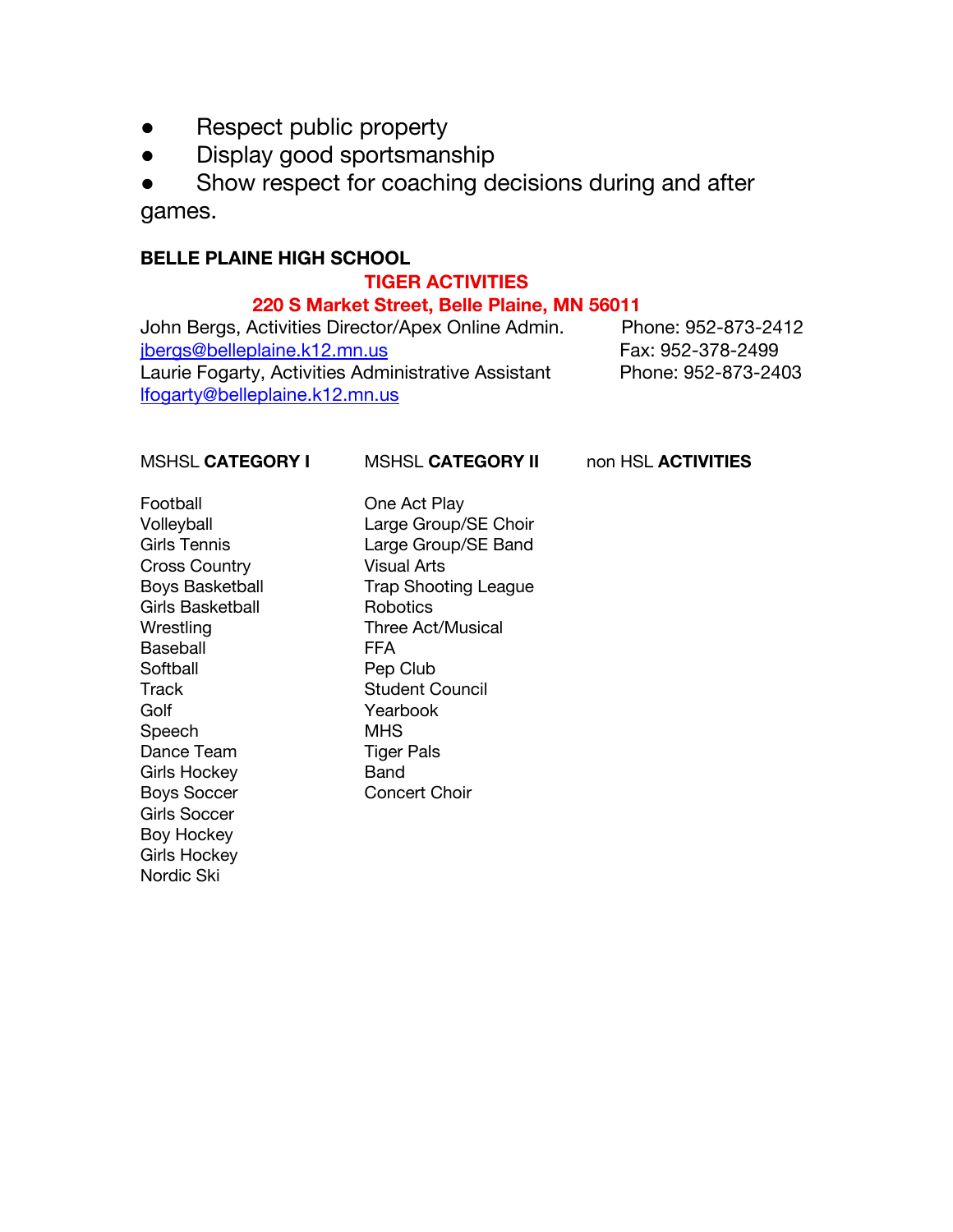- Respect public property
- Display good sportsmanship
- Show respect for coaching decisions during and after games.

**BELLE PLAINE HIGH SCHOOL**

**TIGER ACTIVITIES**

**220 S Market Street, Belle Plaine, MN 56011**

John Bergs, Activities Director/Apex Online Admin. Phone: 952-873-2412
jbergs@belleplaine.k12.mn.us Fax: 952-378-2499
Laurie Fogarty, Activities Administrative Assistant Phone: 952-873-2403
lfogarty@belleplaine.k12.mn.us

| MSHSL **CATEGORY I** | MSHSL **CATEGORY II** | non HSL **ACTIVITIES** |
|---|---|---|
| Football | One Act Play | |
| Volleyball | Large Group/SE Choir | |
| Girls Tennis | Large Group/SE Band | |
| Cross Country | Visual Arts | |
| Boys Basketball | Trap Shooting League | |
| Girls Basketball | Robotics | |
| Wrestling | Three Act/Musical | |
| Baseball | FFA | |
| Softball | Pep Club | |
| Track | Student Council | |
| Golf | Yearbook | |
| Speech | MHS | |
| Dance Team | Tiger Pals | |
| Girls Hockey | Band | |
| Boys Soccer | Concert Choir | |
| Girls Soccer | | |
| Boy Hockey | | |
| Girls Hockey | | |
| Nordic Ski | | |